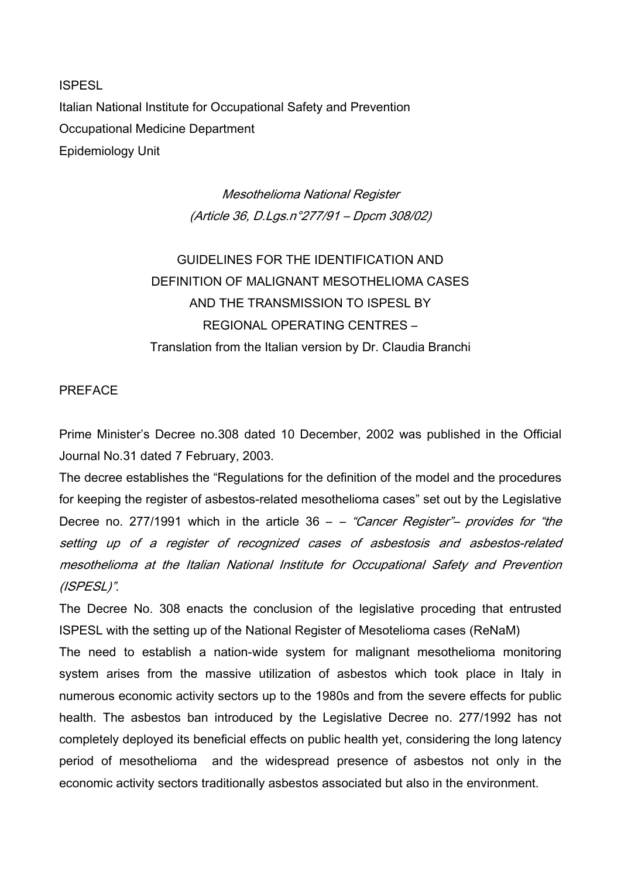ISPESL

Italian National Institute for Occupational Safety and Prevention

Occupational Medicine Department

Epidemiology Unit

*Mesothelioma National Register*

*(Article 36, D.Lgs.n°277/91 – Dpcm 308/02)*

# GUIDELINES FOR THE IDENTIFICATION AND DEFINITION OF MALIGNANT MESOTHELIOMA CASES AND THE TRANSMISSION TO ISPESL BY REGIONAL OPERATING CENTRES –

Translation from the Italian version by Dr. Claudia Branchi

## PREFACE

Prime Minister's Decree no.308 dated 10 December, 2002 was published in the Official Journal No.31 dated 7 February, 2003.

The decree establishes the "Regulations for the definition of the model and the procedures for keeping the register of asbestos-related mesothelioma cases" set out by the Legislative Decree no. 277/1991 which in the article 36 – – *"Cancer Register"– provides for "the setting up of a register of recognized cases of asbestosis and asbestos-related mesothelioma at the Italian National Institute for Occupational Safety and Prevention (ISPESL)".*

The Decree No. 308 enacts the conclusion of the legislative proceding that entrusted ISPESL with the setting up of the National Register of Mesotelioma cases (ReNaM)

The need to establish a nation-wide system for malignant mesothelioma monitoring system arises from the massive utilization of asbestos which took place in Italy in numerous economic activity sectors up to the 1980s and from the severe effects for public health. The asbestos ban introduced by the Legislative Decree no. 277/1992 has not completely deployed its beneficial effects on public health yet, considering the long latency period of mesothelioma and the widespread presence of asbestos not only in the economic activity sectors traditionally asbestos associated but also in the environment.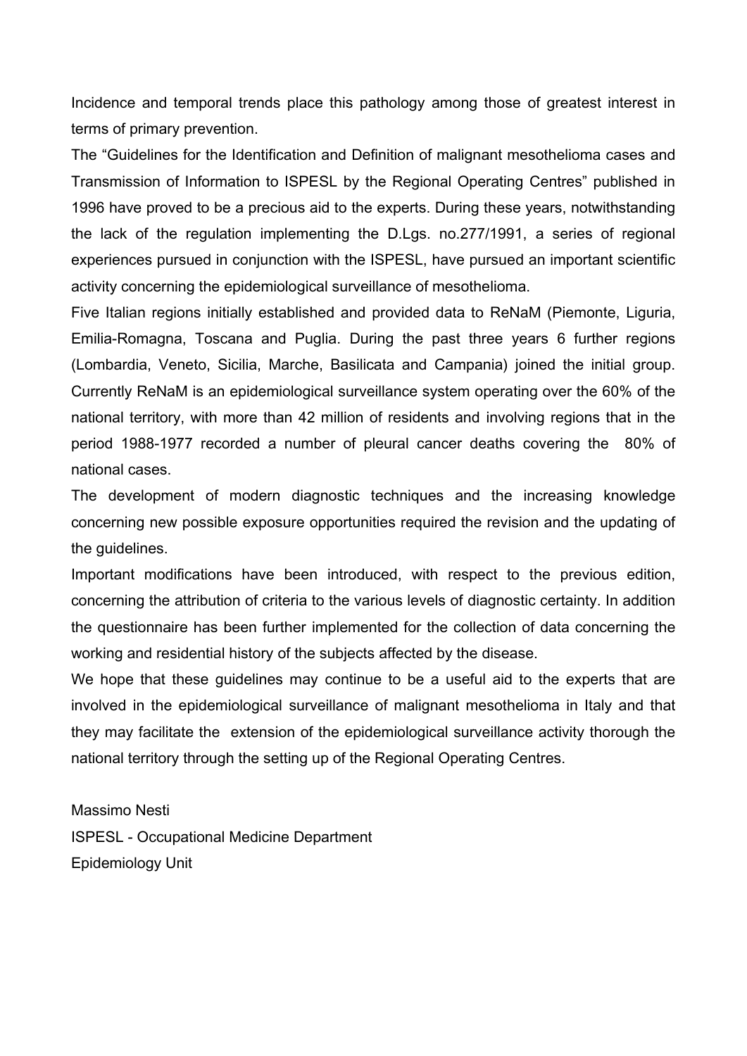Incidence and temporal trends place this pathology among those of greatest interest in terms of primary prevention.

The “Guidelines for the Identification and Definition of malignant mesothelioma cases and Transmission of Information to ISPESL by the Regional Operating Centres” published in 1996 have proved to be a precious aid to the experts. During these years, notwithstanding the lack of the regulation implementing the D.Lgs. no.277/1991, a series of regional experiences pursued in conjunction with the ISPESL, have pursued an important scientific activity concerning the epidemiological surveillance of mesothelioma.

Five Italian regions initially established and provided data to ReNaM (Piemonte, Liguria, Emilia-Romagna, Toscana and Puglia. During the past three years 6 further regions (Lombardia, Veneto, Sicilia, Marche, Basilicata and Campania) joined the initial group. Currently ReNaM is an epidemiological surveillance system operating over the 60% of the national territory, with more than 42 million of residents and involving regions that in the period 1988-1977 recorded a number of pleural cancer deaths covering the 80% of national cases.

The development of modern diagnostic techniques and the increasing knowledge concerning new possible exposure opportunities required the revision and the updating of the guidelines.

Important modifications have been introduced, with respect to the previous edition, concerning the attribution of criteria to the various levels of diagnostic certainty. In addition the questionnaire has been further implemented for the collection of data concerning the working and residential history of the subjects affected by the disease.

We hope that these guidelines may continue to be a useful aid to the experts that are involved in the epidemiological surveillance of malignant mesothelioma in Italy and that they may facilitate the extension of the epidemiological surveillance activity thorough the national territory through the setting up of the Regional Operating Centres.

Massimo Nesti  
ISPESL - Occupational Medicine Department  
Epidemiology Unit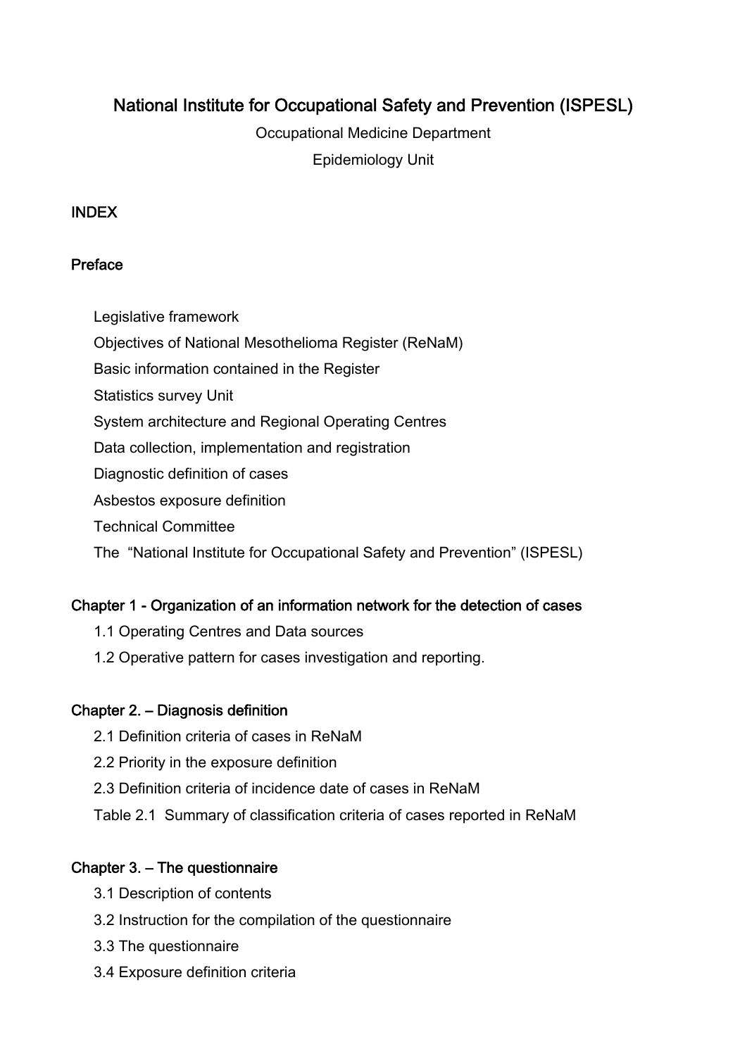# National Institute for Occupational Safety and Prevention (ISPESL)

Occupational Medicine Department

Epidemiology Unit

## INDEX

### Preface

- Legislative framework
- Objectives of National Mesothelioma Register (ReNaM)
- Basic information contained in the Register
- Statistics survey Unit
- System architecture and Regional Operating Centres
- Data collection, implementation and registration
- Diagnostic definition of cases
- Asbestos exposure definition
- Technical Committee
- The "National Institute for Occupational Safety and Prevention" (ISPESL)

### Chapter 1 - Organization of an information network for the detection of cases

- 1.1 Operating Centres and Data sources
- 1.2 Operative pattern for cases investigation and reporting.

### Chapter 2. – Diagnosis definition

- 2.1 Definition criteria of cases in ReNaM
- 2.2 Priority in the exposure definition
- 2.3 Definition criteria of incidence date of cases in ReNaM
- Table 2.1 Summary of classification criteria of cases reported in ReNaM

### Chapter 3. – The questionnaire

- 3.1 Description of contents
- 3.2 Instruction for the compilation of the questionnaire
- 3.3 The questionnaire
- 3.4 Exposure definition criteria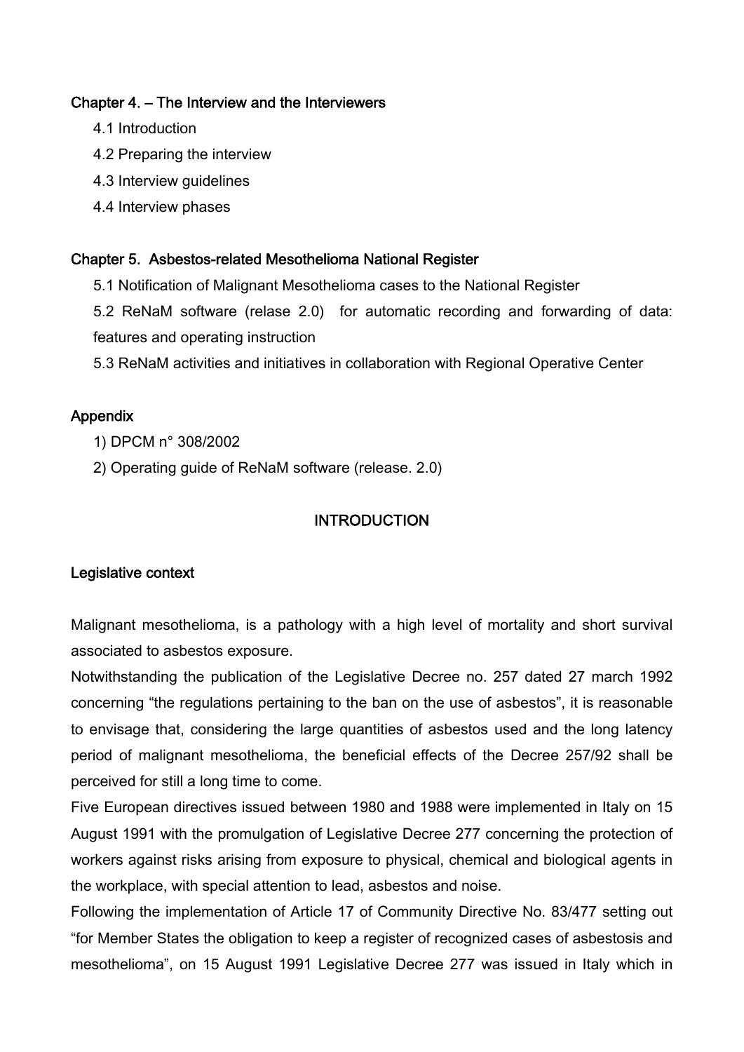### Chapter 4. – The Interview and the Interviewers

4.1 Introduction

4.2 Preparing the interview

4.3 Interview guidelines

4.4 Interview phases

### Chapter 5. Asbestos-related Mesothelioma National Register

5.1 Notification of Malignant Mesothelioma cases to the National Register

5.2 ReNaM software (relase 2.0) for automatic recording and forwarding of data: features and operating instruction

5.3 ReNaM activities and initiatives in collaboration with Regional Operative Center

### Appendix

1) DPCM n° 308/2002

2) Operating guide of ReNaM software (release. 2.0)

## INTRODUCTION

### Legislative context

Malignant mesothelioma, is a pathology with a high level of mortality and short survival associated to asbestos exposure.

Notwithstanding the publication of the Legislative Decree no. 257 dated 27 march 1992 concerning "the regulations pertaining to the ban on the use of asbestos", it is reasonable to envisage that, considering the large quantities of asbestos used and the long latency period of malignant mesothelioma, the beneficial effects of the Decree 257/92 shall be perceived for still a long time to come.

Five European directives issued between 1980 and 1988 were implemented in Italy on 15 August 1991 with the promulgation of Legislative Decree 277 concerning the protection of workers against risks arising from exposure to physical, chemical and biological agents in the workplace, with special attention to lead, asbestos and noise.

Following the implementation of Article 17 of Community Directive No. 83/477 setting out "for Member States the obligation to keep a register of recognized cases of asbestosis and mesothelioma", on 15 August 1991 Legislative Decree 277 was issued in Italy which in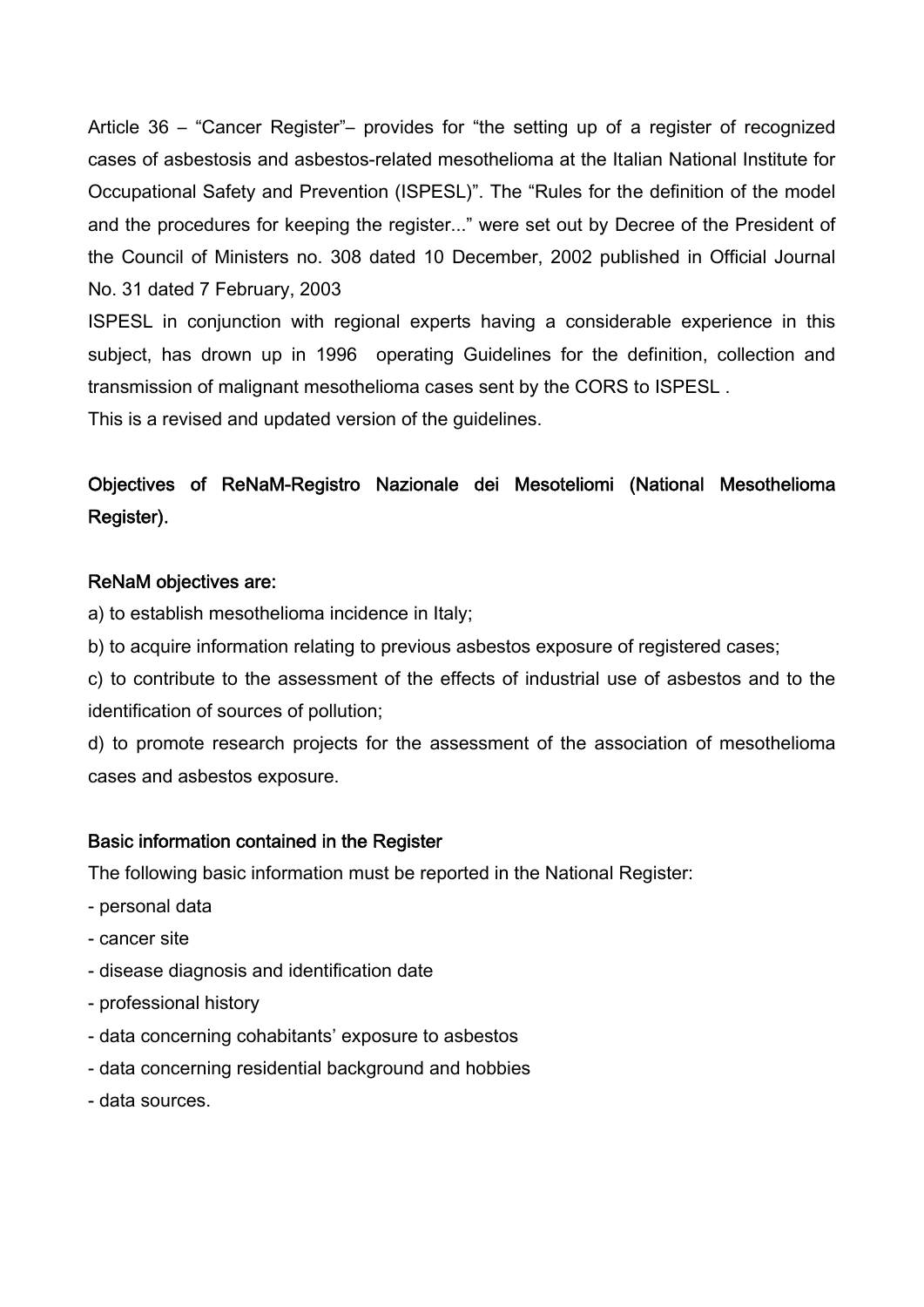Article 36 – “Cancer Register”– provides for “the setting up of a register of recognized cases of asbestosis and asbestos-related mesothelioma at the Italian National Institute for Occupational Safety and Prevention (ISPESL)”. The “Rules for the definition of the model and the procedures for keeping the register...” were set out by Decree of the President of the Council of Ministers no. 308 dated 10 December, 2002 published in Official Journal No. 31 dated 7 February, 2003

ISPESL in conjunction with regional experts having a considerable experience in this subject, has drown up in 1996 operating Guidelines for the definition, collection and transmission of malignant mesothelioma cases sent by the CORS to ISPESL .

This is a revised and updated version of the guidelines.

## Objectives of ReNaM-Registro Nazionale dei Mesoteliomi (National Mesothelioma Register).

### ReNaM objectives are:

a) to establish mesothelioma incidence in Italy;

b) to acquire information relating to previous asbestos exposure of registered cases;

c) to contribute to the assessment of the effects of industrial use of asbestos and to the identification of sources of pollution;

d) to promote research projects for the assessment of the association of mesothelioma cases and asbestos exposure.

### Basic information contained in the Register

The following basic information must be reported in the National Register:

- personal data
- cancer site
- disease diagnosis and identification date
- professional history
- data concerning cohabitants’ exposure to asbestos
- data concerning residential background and hobbies
- data sources.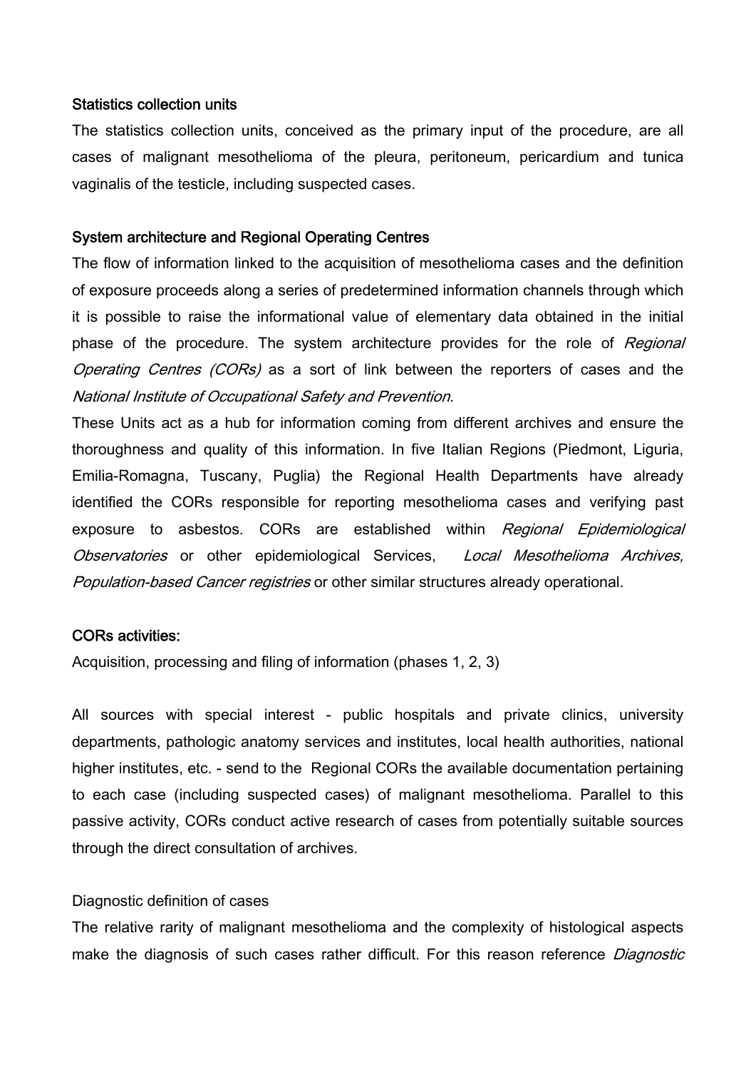### Statistics collection units

The statistics collection units, conceived as the primary input of the procedure, are all cases of malignant mesothelioma of the pleura, peritoneum, pericardium and tunica vaginalis of the testicle, including suspected cases.

### System architecture and Regional Operating Centres

The flow of information linked to the acquisition of mesothelioma cases and the definition of exposure proceeds along a series of predetermined information channels through which it is possible to raise the informational value of elementary data obtained in the initial phase of the procedure. The system architecture provides for the role of *Regional Operating Centres (CORs)* as a sort of link between the reporters of cases and the *National Institute of Occupational Safety and Prevention.*

These Units act as a hub for information coming from different archives and ensure the thoroughness and quality of this information. In five Italian Regions (Piedmont, Liguria, Emilia-Romagna, Tuscany, Puglia) the Regional Health Departments have already identified the CORs responsible for reporting mesothelioma cases and verifying past exposure to asbestos. CORs are established within *Regional Epidemiological Observatories* or other epidemiological Services, *Local Mesothelioma Archives, Population-based Cancer registries* or other similar structures already operational.

### CORs activities:

Acquisition, processing and filing of information (phases 1, 2, 3)

All sources with special interest - public hospitals and private clinics, university departments, pathologic anatomy services and institutes, local health authorities, national higher institutes, etc. - send to the Regional CORs the available documentation pertaining to each case (including suspected cases) of malignant mesothelioma. Parallel to this passive activity, CORs conduct active research of cases from potentially suitable sources through the direct consultation of archives.

Diagnostic definition of cases

The relative rarity of malignant mesothelioma and the complexity of histological aspects make the diagnosis of such cases rather difficult. For this reason reference *Diagnostic*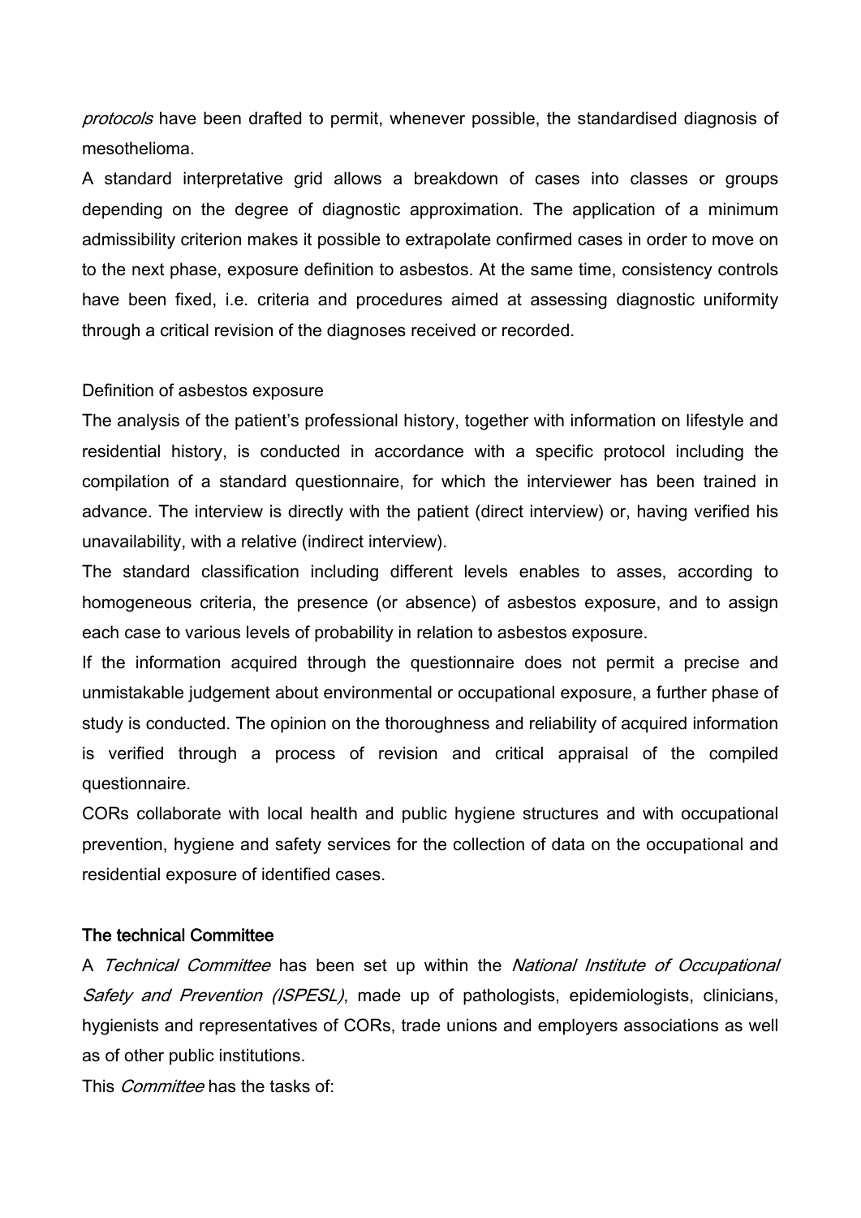*protocols* have been drafted to permit, whenever possible, the standardised diagnosis of mesothelioma.

A standard interpretative grid allows a breakdown of cases into classes or groups depending on the degree of diagnostic approximation. The application of a minimum admissibility criterion makes it possible to extrapolate confirmed cases in order to move on to the next phase, exposure definition to asbestos. At the same time, consistency controls have been fixed, i.e. criteria and procedures aimed at assessing diagnostic uniformity through a critical revision of the diagnoses received or recorded.

Definition of asbestos exposure

The analysis of the patient's professional history, together with information on lifestyle and residential history, is conducted in accordance with a specific protocol including the compilation of a standard questionnaire, for which the interviewer has been trained in advance. The interview is directly with the patient (direct interview) or, having verified his unavailability, with a relative (indirect interview).

The standard classification including different levels enables to asses, according to homogeneous criteria, the presence (or absence) of asbestos exposure, and to assign each case to various levels of probability in relation to asbestos exposure.

If the information acquired through the questionnaire does not permit a precise and unmistakable judgement about environmental or occupational exposure, a further phase of study is conducted. The opinion on the thoroughness and reliability of acquired information is verified through a process of revision and critical appraisal of the compiled questionnaire.

CORs collaborate with local health and public hygiene structures and with occupational prevention, hygiene and safety services for the collection of data on the occupational and residential exposure of identified cases.

## The technical Committee

A *Technical Committee* has been set up within the *National Institute of Occupational Safety and Prevention (ISPESL)*, made up of pathologists, epidemiologists, clinicians, hygienists and representatives of CORs, trade unions and employers associations as well as of other public institutions.

This *Committee* has the tasks of: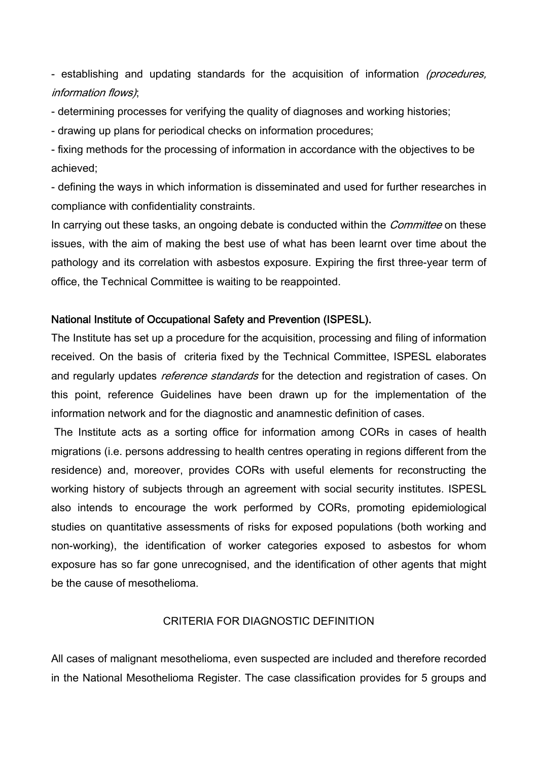- establishing and updating standards for the acquisition of information *(procedures, information flows)*;

- determining processes for verifying the quality of diagnoses and working histories;

- drawing up plans for periodical checks on information procedures;

- fixing methods for the processing of information in accordance with the objectives to be achieved;

- defining the ways in which information is disseminated and used for further researches in compliance with confidentiality constraints.

In carrying out these tasks, an ongoing debate is conducted within the *Committee* on these issues, with the aim of making the best use of what has been learnt over time about the pathology and its correlation with asbestos exposure. Expiring the first three-year term of office, the Technical Committee is waiting to be reappointed.

**National Institute of Occupational Safety and Prevention (ISPESL).**

The Institute has set up a procedure for the acquisition, processing and filing of information received. On the basis of criteria fixed by the Technical Committee, ISPESL elaborates and regularly updates *reference standards* for the detection and registration of cases. On this point, reference Guidelines have been drawn up for the implementation of the information network and for the diagnostic and anamnestic definition of cases.

The Institute acts as a sorting office for information among CORs in cases of health migrations (i.e. persons addressing to health centres operating in regions different from the residence) and, moreover, provides CORs with useful elements for reconstructing the working history of subjects through an agreement with social security institutes. ISPESL also intends to encourage the work performed by CORs, promoting epidemiological studies on quantitative assessments of risks for exposed populations (both working and non-working), the identification of worker categories exposed to asbestos for whom exposure has so far gone unrecognised, and the identification of other agents that might be the cause of mesothelioma.

## CRITERIA FOR DIAGNOSTIC DEFINITION

All cases of malignant mesothelioma, even suspected are included and therefore recorded in the National Mesothelioma Register. The case classification provides for 5 groups and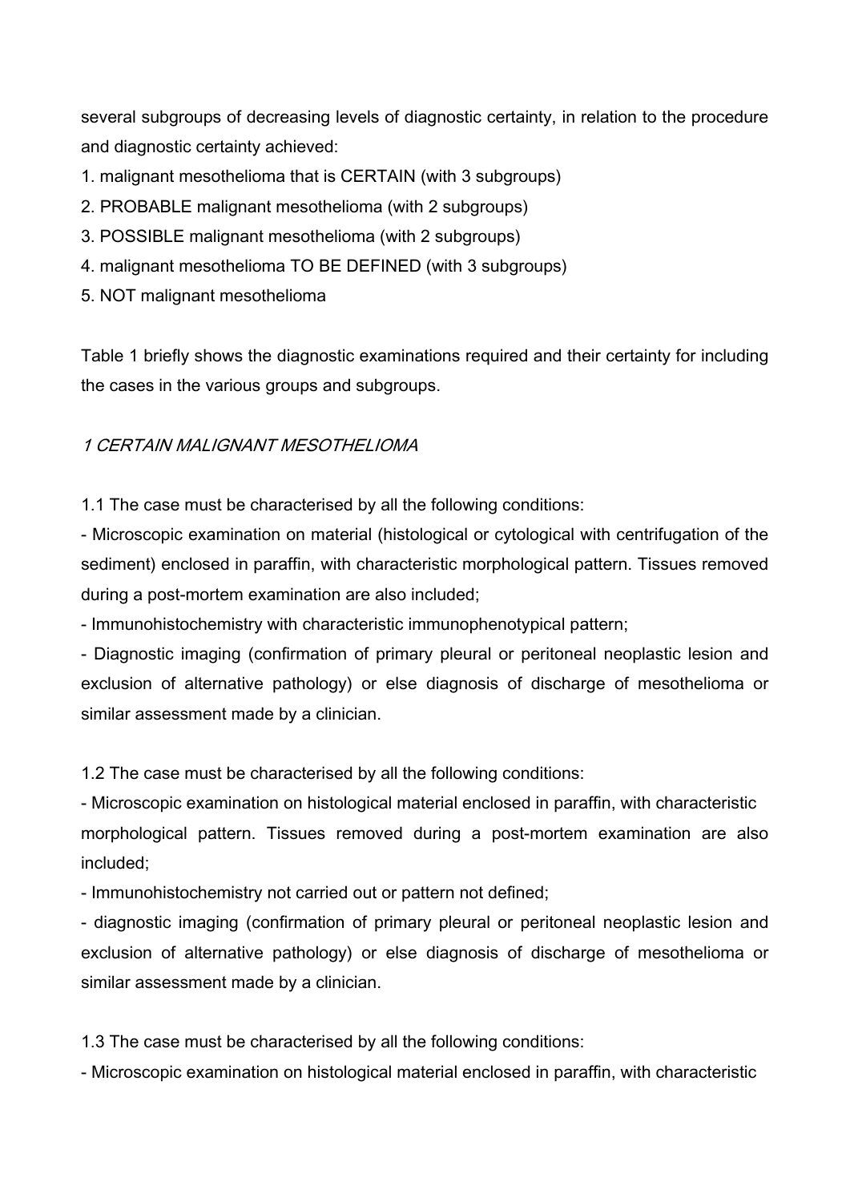several subgroups of decreasing levels of diagnostic certainty, in relation to the procedure and diagnostic certainty achieved:

1. malignant mesothelioma that is CERTAIN (with 3 subgroups)
2. PROBABLE malignant mesothelioma (with 2 subgroups)
3. POSSIBLE malignant mesothelioma (with 2 subgroups)
4. malignant mesothelioma TO BE DEFINED (with 3 subgroups)
5. NOT malignant mesothelioma

Table 1 briefly shows the diagnostic examinations required and their certainty for including the cases in the various groups and subgroups.

### *1 CERTAIN MALIGNANT MESOTHELIOMA*

1.1 The case must be characterised by all the following conditions:

- Microscopic examination on material (histological or cytological with centrifugation of the sediment) enclosed in paraffin, with characteristic morphological pattern. Tissues removed during a post-mortem examination are also included;
- Immunohistochemistry with characteristic immunophenotypical pattern;
- Diagnostic imaging (confirmation of primary pleural or peritoneal neoplastic lesion and exclusion of alternative pathology) or else diagnosis of discharge of mesothelioma or similar assessment made by a clinician.

1.2 The case must be characterised by all the following conditions:

- Microscopic examination on histological material enclosed in paraffin, with characteristic morphological pattern. Tissues removed during a post-mortem examination are also included;
- Immunohistochemistry not carried out or pattern not defined;
- diagnostic imaging (confirmation of primary pleural or peritoneal neoplastic lesion and exclusion of alternative pathology) or else diagnosis of discharge of mesothelioma or similar assessment made by a clinician.

1.3 The case must be characterised by all the following conditions:

- Microscopic examination on histological material enclosed in paraffin, with characteristic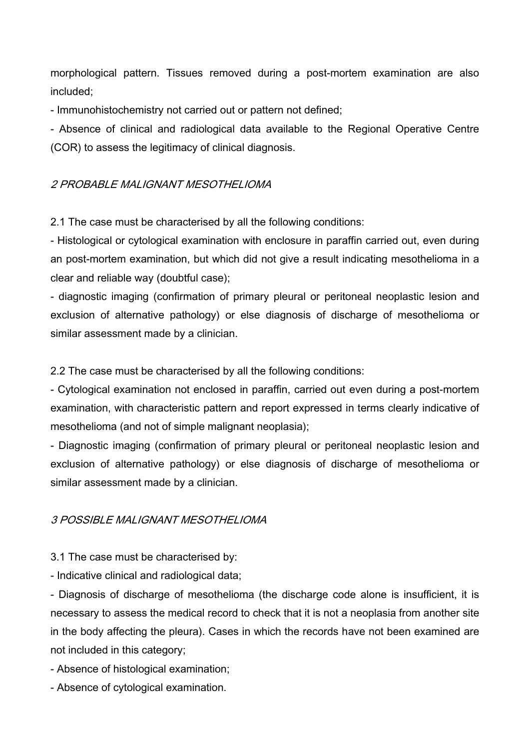morphological pattern. Tissues removed during a post-mortem examination are also included;

- Immunohistochemistry not carried out or pattern not defined;
- Absence of clinical and radiological data available to the Regional Operative Centre (COR) to assess the legitimacy of clinical diagnosis.

### *2 PROBABLE MALIGNANT MESOTHELIOMA*

2.1 The case must be characterised by all the following conditions:

- Histological or cytological examination with enclosure in paraffin carried out, even during an post-mortem examination, but which did not give a result indicating mesothelioma in a clear and reliable way (doubtful case);
- diagnostic imaging (confirmation of primary pleural or peritoneal neoplastic lesion and exclusion of alternative pathology) or else diagnosis of discharge of mesothelioma or similar assessment made by a clinician.

2.2 The case must be characterised by all the following conditions:

- Cytological examination not enclosed in paraffin, carried out even during a post-mortem examination, with characteristic pattern and report expressed in terms clearly indicative of mesothelioma (and not of simple malignant neoplasia);
- Diagnostic imaging (confirmation of primary pleural or peritoneal neoplastic lesion and exclusion of alternative pathology) or else diagnosis of discharge of mesothelioma or similar assessment made by a clinician.

### *3 POSSIBLE MALIGNANT MESOTHELIOMA*

3.1 The case must be characterised by:

- Indicative clinical and radiological data;
- Diagnosis of discharge of mesothelioma (the discharge code alone is insufficient, it is necessary to assess the medical record to check that it is not a neoplasia from another site in the body affecting the pleura). Cases in which the records have not been examined are not included in this category;
- Absence of histological examination;
- Absence of cytological examination.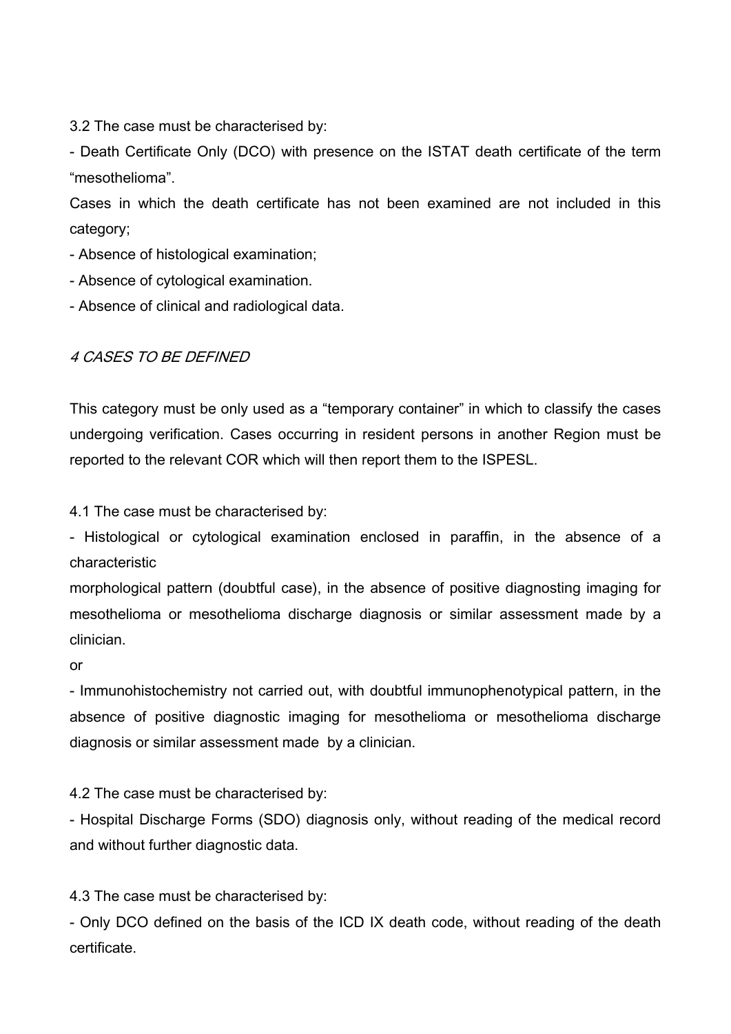3.2 The case must be characterised by:

- Death Certificate Only (DCO) with presence on the ISTAT death certificate of the term “mesothelioma”.

Cases in which the death certificate has not been examined are not included in this category;

- Absence of histological examination;
- Absence of cytological examination.
- Absence of clinical and radiological data.

## *4 CASES TO BE DEFINED*

This category must be only used as a “temporary container” in which to classify the cases undergoing verification. Cases occurring in resident persons in another Region must be reported to the relevant COR which will then report them to the ISPESL.

4.1 The case must be characterised by:

- Histological or cytological examination enclosed in paraffin, in the absence of a characteristic morphological pattern (doubtful case), in the absence of positive diagnosting imaging for mesothelioma or mesothelioma discharge diagnosis or similar assessment made by a clinician.

or

- Immunohistochemistry not carried out, with doubtful immunophenotypical pattern, in the absence of positive diagnostic imaging for mesothelioma or mesothelioma discharge diagnosis or similar assessment made by a clinician.

4.2 The case must be characterised by:

- Hospital Discharge Forms (SDO) diagnosis only, without reading of the medical record and without further diagnostic data.

4.3 The case must be characterised by:

- Only DCO defined on the basis of the ICD IX death code, without reading of the death certificate.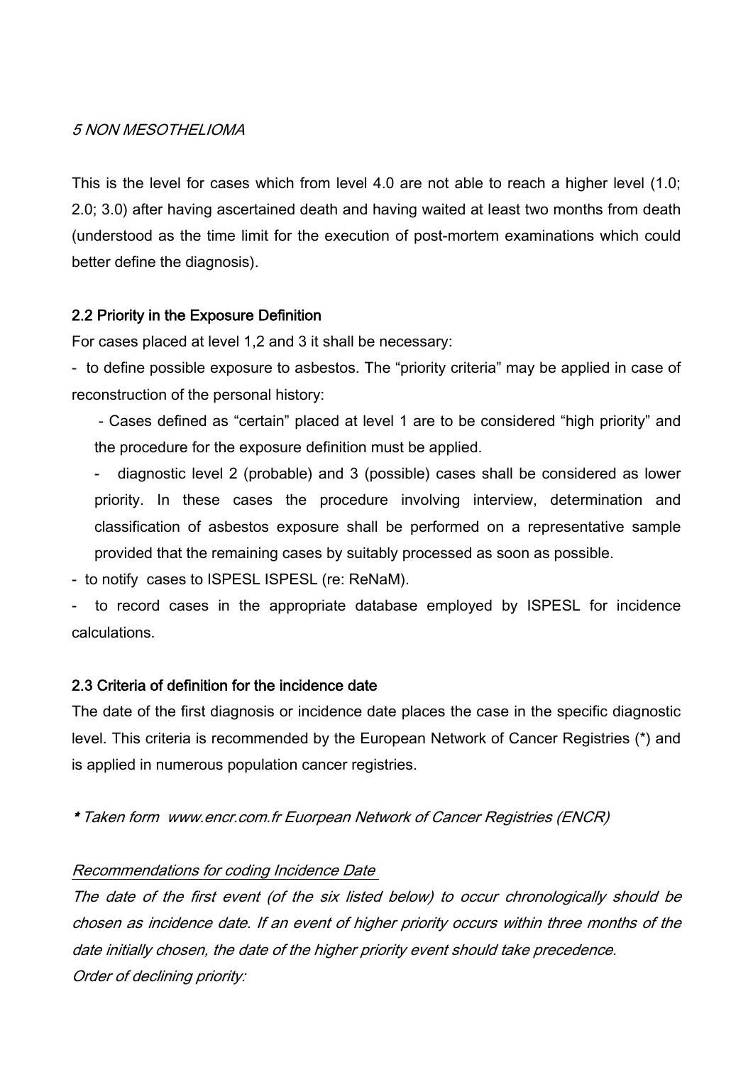*5 NON MESOTHELIOMA*

This is the level for cases which from level 4.0 are not able to reach a higher level (1.0; 2.0; 3.0) after having ascertained death and having waited at least two months from death (understood as the time limit for the execution of post-mortem examinations which could better define the diagnosis).

## 2.2 Priority in the Exposure Definition

For cases placed at level 1,2 and 3 it shall be necessary:

- to define possible exposure to asbestos. The "priority criteria" may be applied in case of reconstruction of the personal history:
  - Cases defined as "certain" placed at level 1 are to be considered "high priority" and the procedure for the exposure definition must be applied.
  - diagnostic level 2 (probable) and 3 (possible) cases shall be considered as lower priority. In these cases the procedure involving interview, determination and classification of asbestos exposure shall be performed on a representative sample provided that the remaining cases by suitably processed as soon as possible.
- to notify cases to ISPESL ISPESL (re: ReNaM).
- to record cases in the appropriate database employed by ISPESL for incidence calculations.

## 2.3 Criteria of definition for the incidence date

The date of the first diagnosis or incidence date places the case in the specific diagnostic level. This criteria is recommended by the European Network of Cancer Registries (*) and is applied in numerous population cancer registries.

*\* Taken form www.encr.com.fr Euorpean Network of Cancer Registries (ENCR)*

*<u>Recommendations for coding Incidence Date</u>*

*The date of the first event (of the six listed below) to occur chronologically should be chosen as incidence date. If an event of higher priority occurs within three months of the date initially chosen, the date of the higher priority event should take precedence.*

*Order of declining priority:*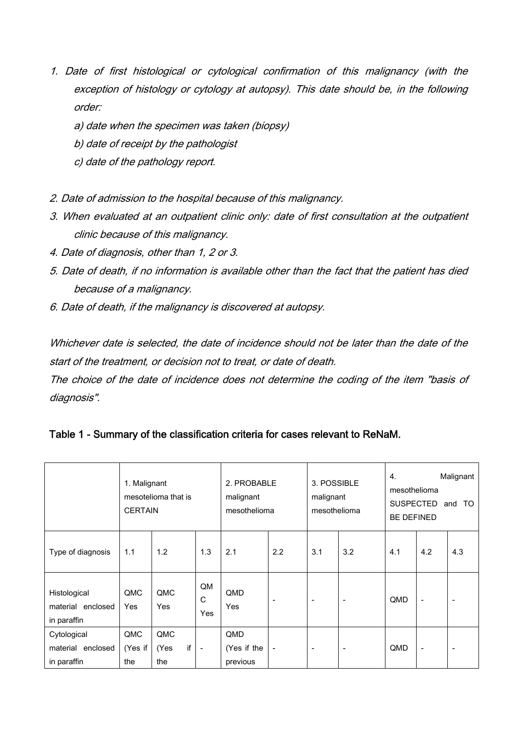1. *Date of first histological or cytological confirmation of this malignancy (with the exception of histology or cytology at autopsy). This date should be, in the following order:*
   *a) date when the specimen was taken (biopsy)*
   *b) date of receipt by the pathologist*
   *c) date of the pathology report.*
2. *Date of admission to the hospital because of this malignancy.*
3. *When evaluated at an outpatient clinic only: date of first consultation at the outpatient clinic because of this malignancy.*
4. *Date of diagnosis, other than 1, 2 or 3.*
5. *Date of death, if no information is available other than the fact that the patient has died because of a malignancy.*
6. *Date of death, if the malignancy is discovered at autopsy.*

*Whichever date is selected, the date of incidence should not be later than the date of the start of the treatment, or decision not to treat, or date of death.*
*The choice of the date of incidence does not determine the coding of the item "basis of diagnosis".*

## Table 1 - Summary of the classification criteria for cases relevant to ReNaM.

| | 1. Malignant mesotelioma that is CERTAIN | | | 2. PROBABLE malignant mesothelioma | | 3. POSSIBLE malignant mesothelioma | | 4. Malignant mesothelioma SUSPECTED and TO BE DEFINED | | |
|---|---|---|---|---|---|---|---|---|---|---|
| Type of diagnosis | 1.1 | 1.2 | 1.3 | 2.1 | 2.2 | 3.1 | 3.2 | 4.1 | 4.2 | 4.3 |
| Histological material enclosed in paraffin | QMC Yes | QMC Yes | QMC Yes | QMD Yes | - | - | - | QMD | - | - |
| Cytological material enclosed in paraffin | QMC (Yes if the | QMC (Yes if the | - | QMD (Yes if the previous | - | - | - | QMD | - | - |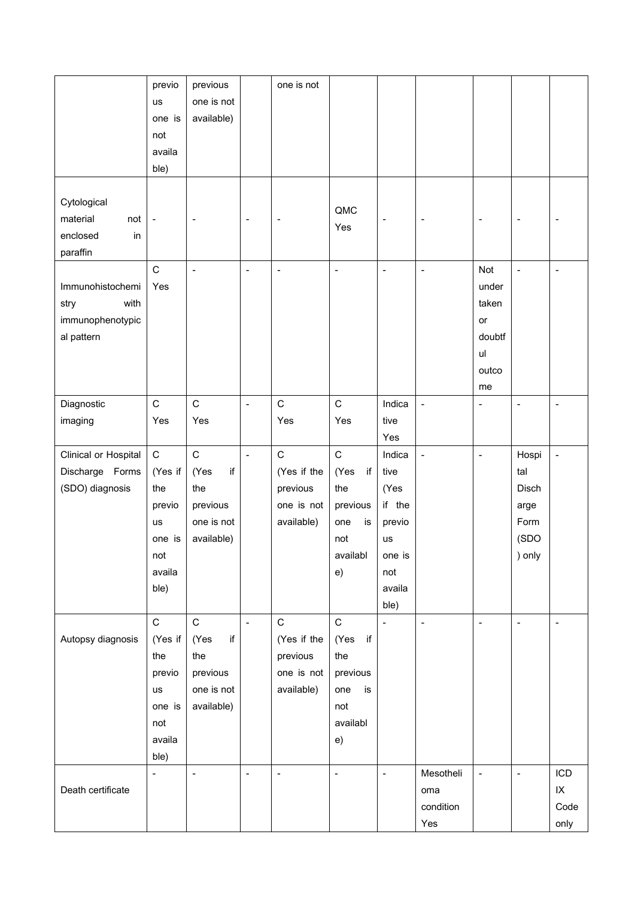| | | | | | | | | | | |
|---|---|---|---|---|---|---|---|---|---|---|
| | previous one is not available) | previous one is not available) | | one is not | | | | | | |
| Cytological material not enclosed in paraffin | - | - | - | - | QMC Yes | - | - | - | - | - |
| Immunohistochemistry with immunophenotypical pattern | C Yes | - | - | - | - | - | - | Not undertaken or doubtful outcome | - | - |
| Diagnostic imaging | C Yes | C Yes | - | C Yes | C Yes | Indicative Yes | - | - | - | - |
| Clinical or Hospital Discharge Forms (SDO) diagnosis | C (Yes if the previous one is not available) | C (Yes if the previous one is not available) | - | C (Yes if the previous one is not available) | C (Yes if the previous one is not available) | Indicative (Yes if the previous one is not available) | - | - | Hospital Discharge Form (SDO) only | - |
| Autopsy diagnosis | C (Yes if the previous one is not available) | C (Yes if the previous one is not available) | - | C (Yes if the previous one is not available) | C (Yes if the previous one is not available) | - | - | - | - | - |
| Death certificate | - | - | - | - | - | - | Mesothelioma condition Yes | - | - | ICD IX Code only |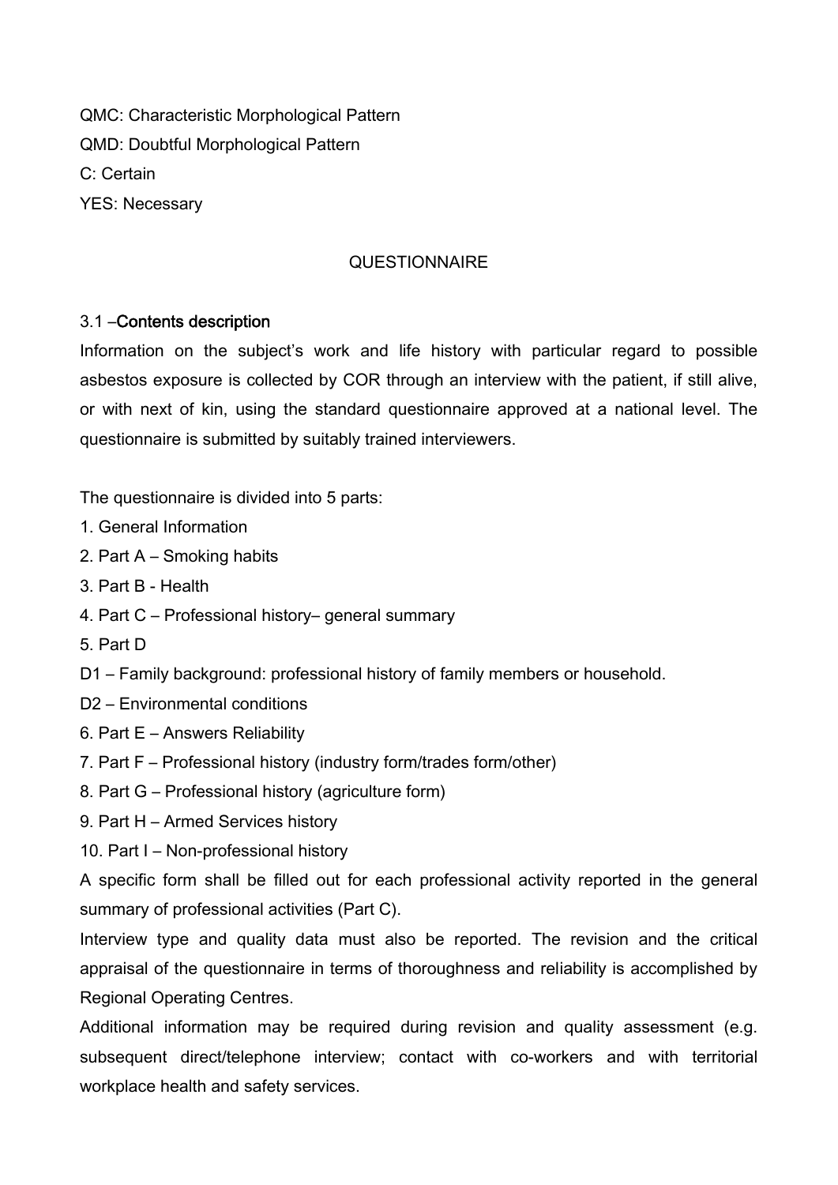QMC: Characteristic Morphological Pattern

QMD: Doubtful Morphological Pattern

C: Certain

YES: Necessary

## QUESTIONNAIRE

### 3.1 –**Contents description**

Information on the subject's work and life history with particular regard to possible asbestos exposure is collected by COR through an interview with the patient, if still alive, or with next of kin, using the standard questionnaire approved at a national level. The questionnaire is submitted by suitably trained interviewers.

The questionnaire is divided into 5 parts:

1. General Information
2. Part A – Smoking habits
3. Part B - Health
4. Part C – Professional history– general summary
5. Part D

D1 – Family background: professional history of family members or household.

D2 – Environmental conditions

6. Part E – Answers Reliability
7. Part F – Professional history (industry form/trades form/other)
8. Part G – Professional history (agriculture form)
9. Part H – Armed Services history
10. Part I – Non-professional history

A specific form shall be filled out for each professional activity reported in the general summary of professional activities (Part C).

Interview type and quality data must also be reported. The revision and the critical appraisal of the questionnaire in terms of thoroughness and reliability is accomplished by Regional Operating Centres.

Additional information may be required during revision and quality assessment (e.g. subsequent direct/telephone interview; contact with co-workers and with territorial workplace health and safety services.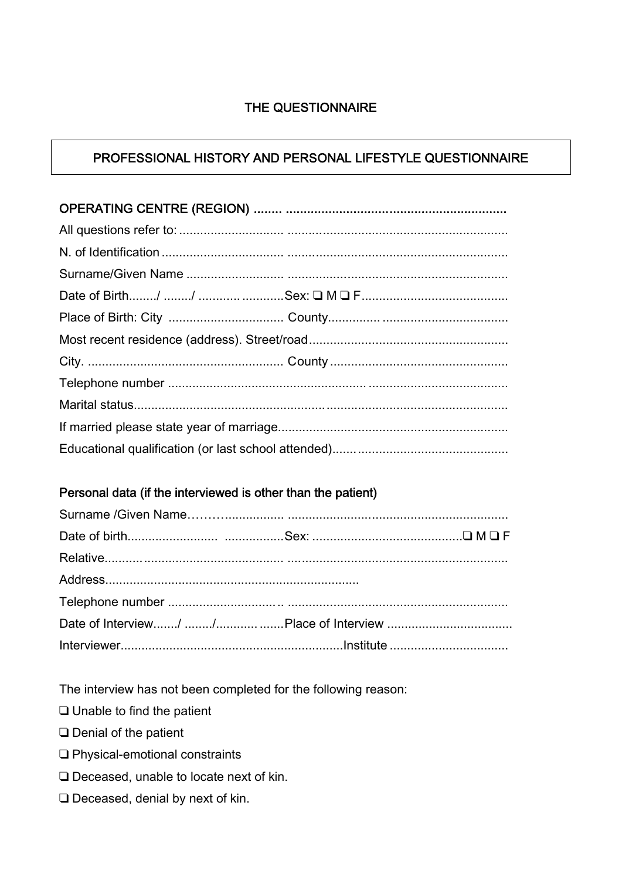# THE QUESTIONNAIRE

## PROFESSIONAL HISTORY AND PERSONAL LIFESTYLE QUESTIONNAIRE

**OPERATING CENTRE (REGION) ........ ..............................................................**

All questions refer to: ............................. ..............................................................

N. of Identification .................................. ..............................................................

Surname/Given Name ........................... ..............................................................

Date of Birth......../ ......../ ........... ...........Sex: ❑ M ❑ F.........................................

Place of Birth: City ................................ County................ ...................................

Most recent residence (address). Street/road.........................................................

City. ....................................................... County ..................................................

Telephone number .................................................... .......................................

Marital status.......................................................................................................

If married please state year of marriage.................................................................

Educational qualification (or last school attended)...... ...........................................

### Personal data (if the interviewed is other than the patient)

Surname /Given Name………................ ..............................................................

Date of birth.......................... .................Sex: ..........................................❑ M ❑ F

Relative.................................................. ..............................................................

Address........................................................................

Telephone number ............................... .. ..............................................................

Date of Interview......./ ......../........... .......Place of Interview ...................................

Interviewer..............................................................Institute .................................

The interview has not been completed for the following reason:

❑ Unable to find the patient

❑ Denial of the patient

❑ Physical-emotional constraints

❑ Deceased, unable to locate next of kin.

❑ Deceased, denial by next of kin.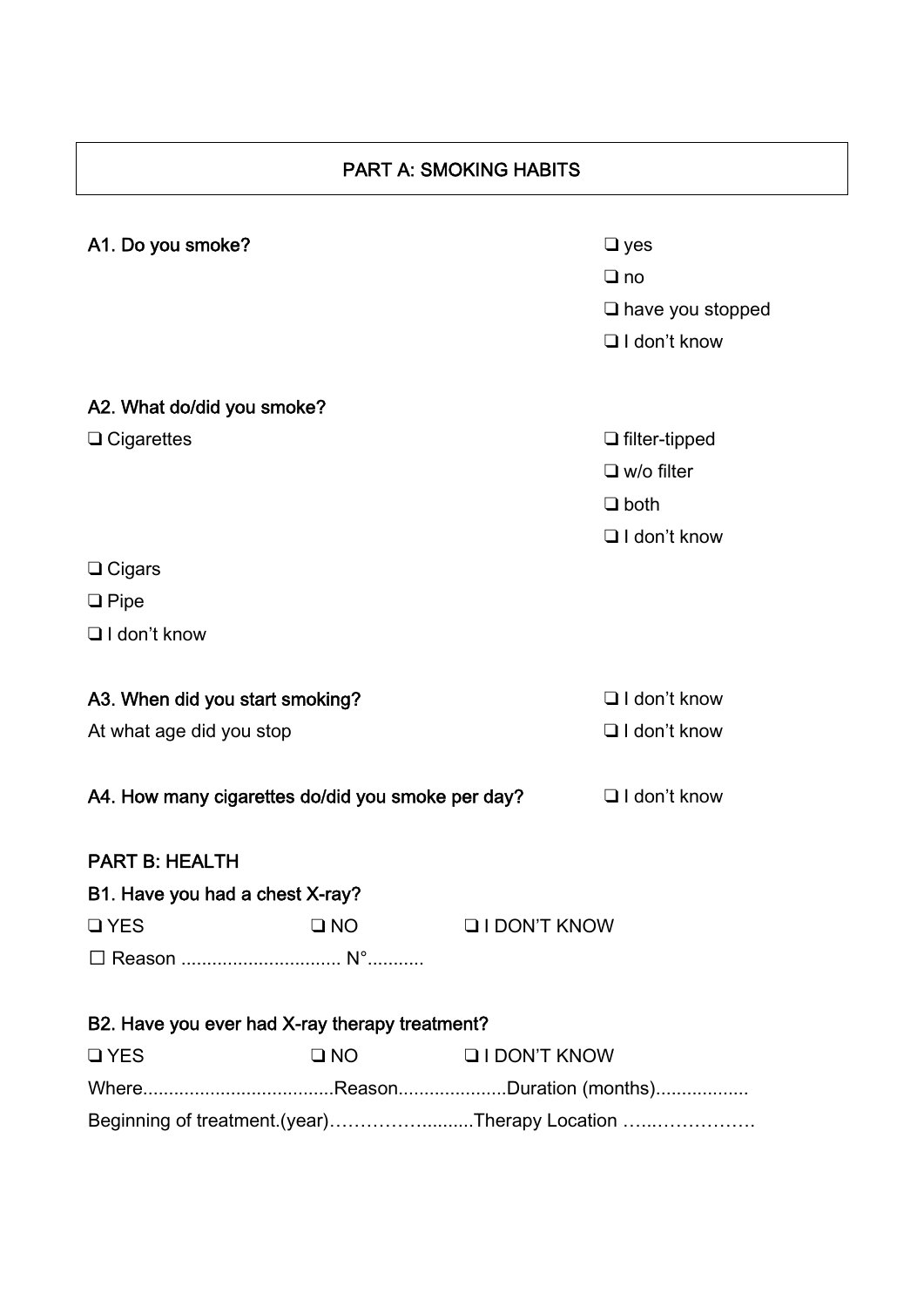## PART A: SMOKING HABITS

**A1. Do you smoke?**

❑ yes
❑ no
❑ have you stopped
❑ I don't know

**A2. What do/did you smoke?**

❑ Cigarettes
- ❑ filter-tipped
- ❑ w/o filter
- ❑ both
- ❑ I don't know

❑ Cigars
❑ Pipe
❑ I don't know

**A3. When did you start smoking?** ❑ I don't know

At what age did you stop ❑ I don't know

**A4. How many cigarettes do/did you smoke per day?** ❑ I don't know

## PART B: HEALTH

**B1. Have you had a chest X-ray?**

❑ YES ❑ NO ❑ I DON'T KNOW

☐ Reason ............................... N°...........

**B2. Have you ever had X-ray therapy treatment?**

❑ YES ❑ NO ❑ I DON'T KNOW

Where.....................................Reason.....................Duration (months)..................

Beginning of treatment.(year)……………..........Therapy Location …...…………….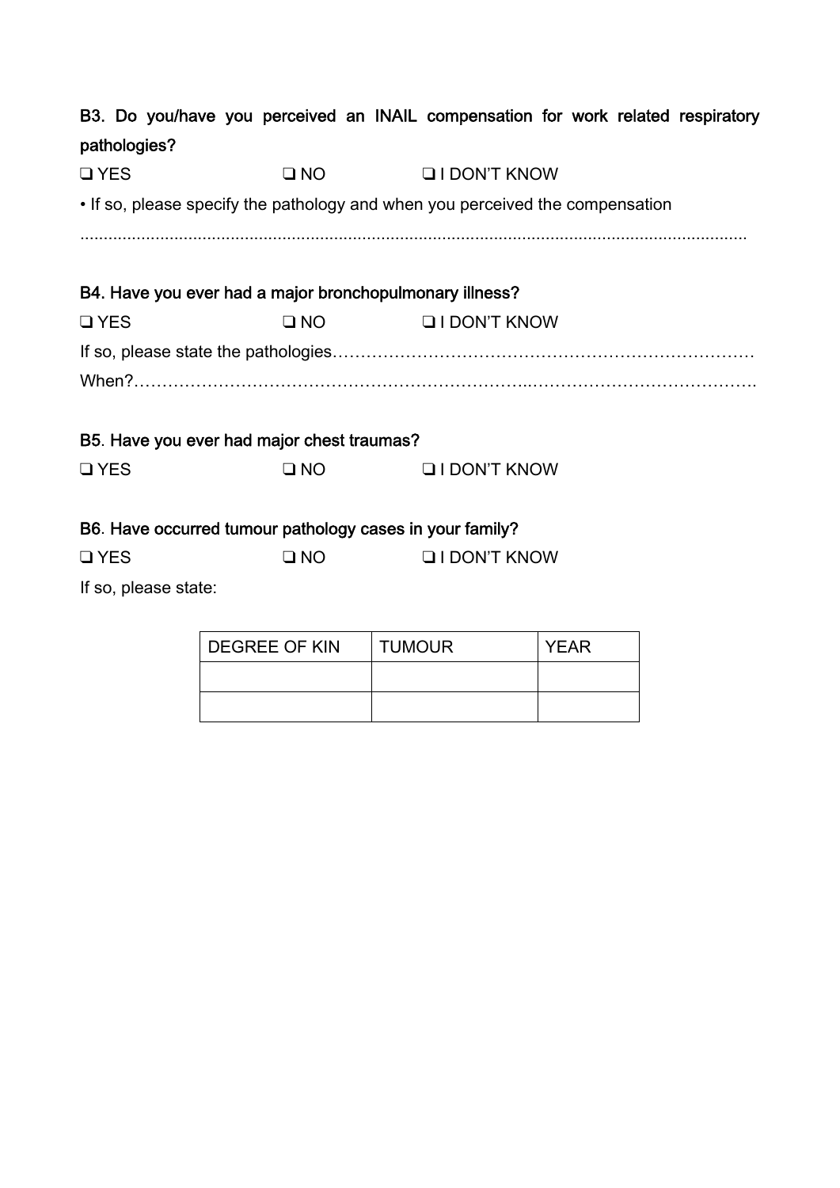**B3. Do you/have you perceived an INAIL compensation for work related respiratory pathologies?**

❑ YES ❑ NO ❑ I DON'T KNOW

• If so, please specify the pathology and when you perceived the compensation

..............................................................................................................................................

**B4. Have you ever had a major bronchopulmonary illness?**

❑ YES ❑ NO ❑ I DON'T KNOW

If so, please state the pathologies…………………………………………………………………

When?…………………………………………………………...………………………………….

**B5. Have you ever had major chest traumas?**

❑ YES ❑ NO ❑ I DON'T KNOW

**B6. Have occurred tumour pathology cases in your family?**

❑ YES ❑ NO ❑ I DON'T KNOW

If so, please state:

| DEGREE OF KIN | TUMOUR | YEAR |
|---|---|---|
| | | |
| | | |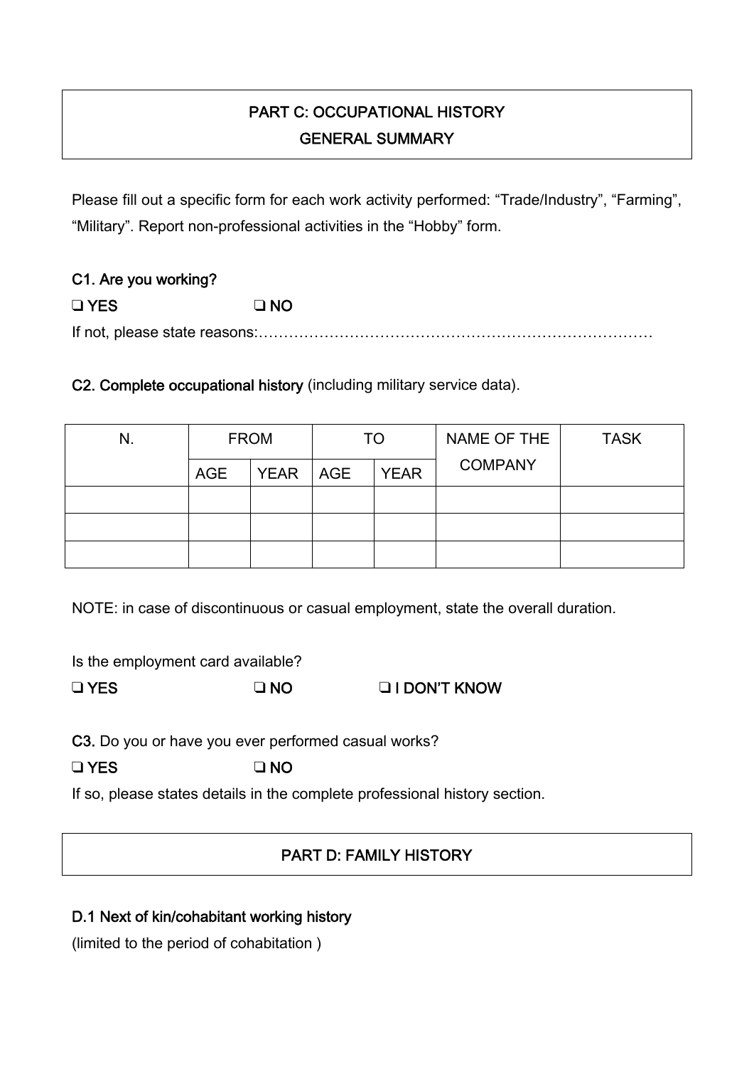## PART C: OCCUPATIONAL HISTORY
## GENERAL SUMMARY

Please fill out a specific form for each work activity performed: “Trade/Industry”, “Farming”, “Military”. Report non-professional activities in the “Hobby” form.

**C1. Are you working?**

❑ YES ❑ NO

If not, please state reasons:……………………………………………………………………

**C2. Complete occupational history** (including military service data).

| N. | FROM | | TO | | NAME OF THE COMPANY | TASK |
|---|---|---|---|---|---|---|
| | AGE | YEAR | AGE | YEAR | | |
| | | | | | | |
| | | | | | | |
| | | | | | | |

NOTE: in case of discontinuous or casual employment, state the overall duration.

Is the employment card available?

❑ YES ❑ NO ❑ I DON’T KNOW

**C3.** Do you or have you ever performed casual works?

❑ YES ❑ NO

If so, please states details in the complete professional history section.

## PART D: FAMILY HISTORY

**D.1 Next of kin/cohabitant working history**

(limited to the period of cohabitation )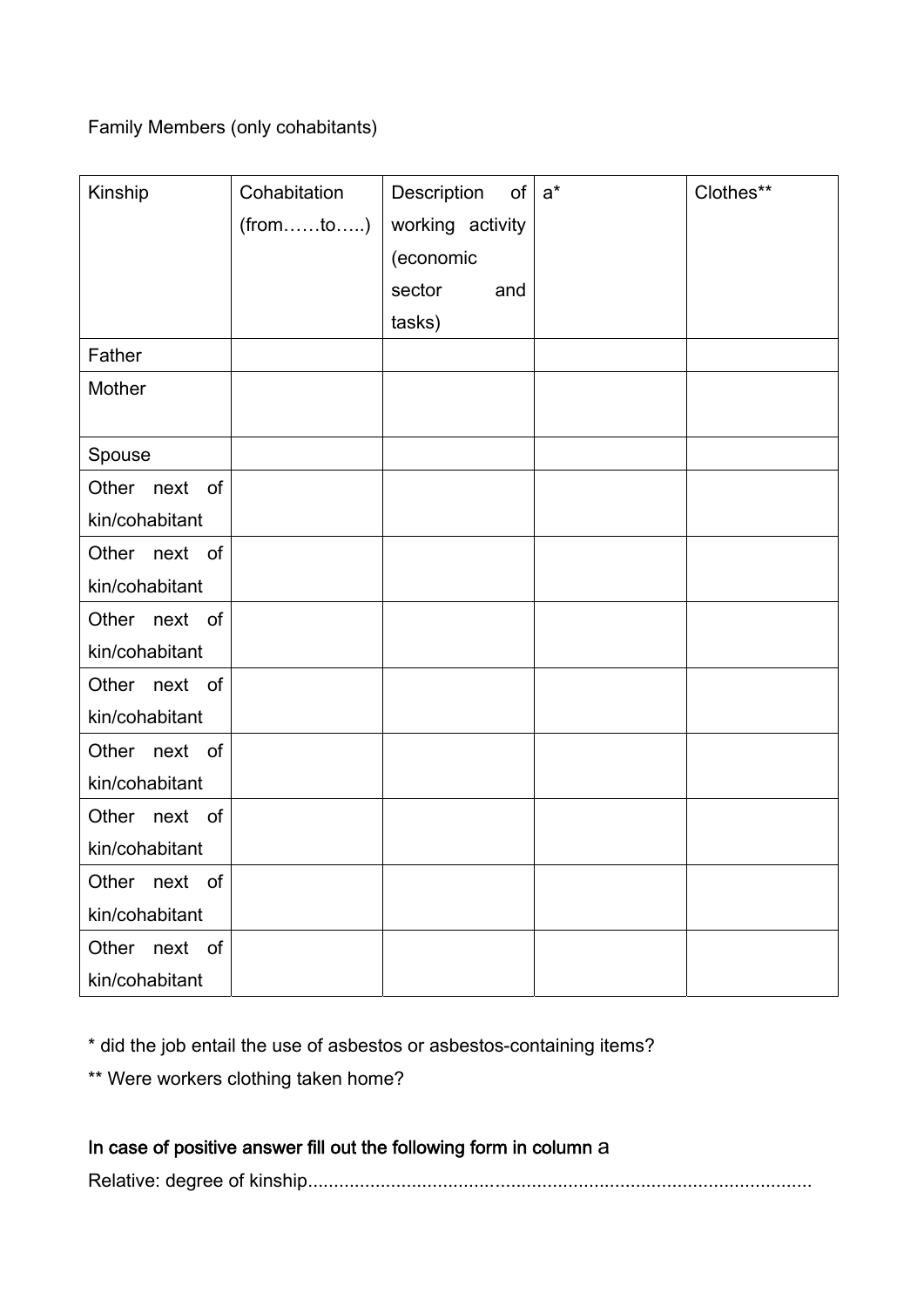Family Members (only cohabitants)

| Kinship | Cohabitation (from……to…..) | Description of working activity (economic sector and tasks) | a* | Clothes** |
|---|---|---|---|---|
| Father | | | | |
| Mother | | | | |
| Spouse | | | | |
| Other next of kin/cohabitant | | | | |
| Other next of kin/cohabitant | | | | |
| Other next of kin/cohabitant | | | | |
| Other next of kin/cohabitant | | | | |
| Other next of kin/cohabitant | | | | |
| Other next of kin/cohabitant | | | | |
| Other next of kin/cohabitant | | | | |
| Other next of kin/cohabitant | | | | |

* did the job entail the use of asbestos or asbestos-containing items?

** Were workers clothing taken home?

**In case of positive answer fill out the following form in column** a

Relative: degree of kinship...............................................................................................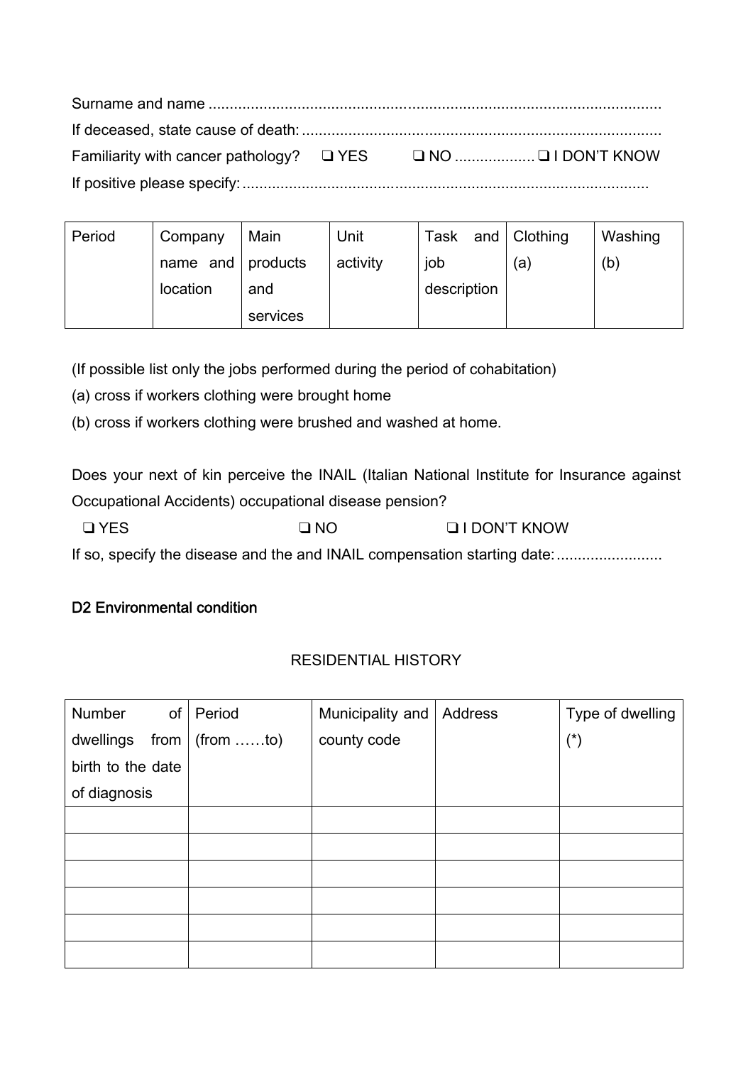Surname and name ..........................................................................................................

If deceased, state cause of death: .....................................................................................

Familiarity with cancer pathology? ❑ YES ❑ NO .................. ❑ I DON'T KNOW

If positive please specify: ...............................................................................................

| Period | Company name and location | Main products and services | Unit activity | Task and job description | Clothing (a) | Washing (b) |
|---|---|---|---|---|---|---|

(If possible list only the jobs performed during the period of cohabitation)

(a) cross if workers clothing were brought home

(b) cross if workers clothing were brushed and washed at home.

Does your next of kin perceive the INAIL (Italian National Institute for Insurance against Occupational Accidents) occupational disease pension?

❑ YES ❑ NO ❑ I DON'T KNOW

If so, specify the disease and the and INAIL compensation starting date: .........................

**D2 Environmental condition**

RESIDENTIAL HISTORY

| Number of dwellings from birth to the date of diagnosis | Period (from ……to) | Municipality and county code | Address | Type of dwelling (*) |
|---|---|---|---|---|
| | | | | |
| | | | | |
| | | | | |
| | | | | |
| | | | | |
| | | | | |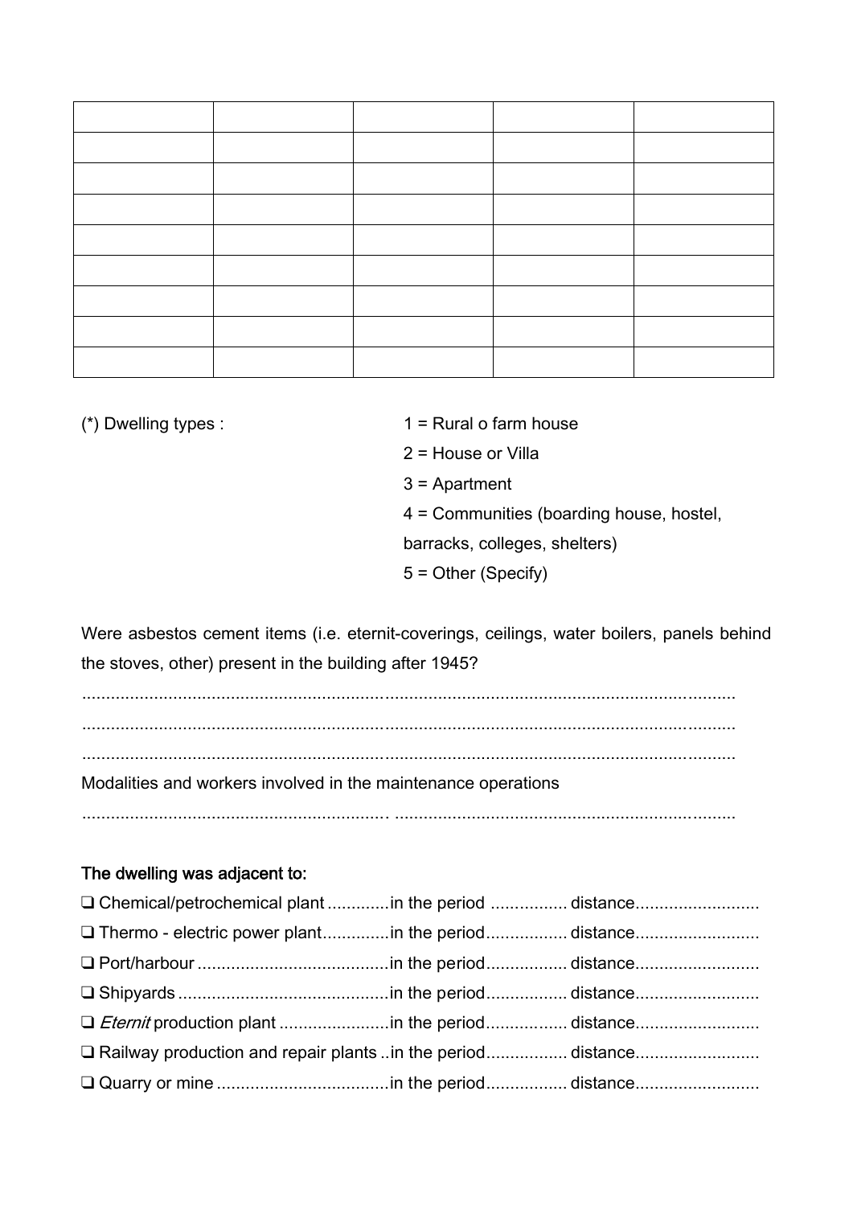| | | | | |
|---|---|---|---|---|
| | | | | |
| | | | | |
| | | | | |
| | | | | |
| | | | | |
| | | | | |
| | | | | |
| | | | | |

(*) Dwelling types :

1 = Rural o farm house
2 = House or Villa
3 = Apartment
4 = Communities (boarding house, hostel, barracks, colleges, shelters)
5 = Other (Specify)

Were asbestos cement items (i.e. eternit-coverings, ceilings, water boilers, panels behind the stoves, other) present in the building after 1945?

..........................................................................................................................................
..........................................................................................................................................
..........................................................................................................................................

Modalities and workers involved in the maintenance operations

.............................................................. ......................................................................

**The dwelling was adjacent to:**

❑ Chemical/petrochemical plant .............in the period ................ distance..........................
❑ Thermo - electric power plant.............in the period................. distance..........................
❑ Port/harbour ........................................in the period................. distance..........................
❑ Shipyards ............................................in the period................. distance..........................
❑ *Eternit* production plant .......................in the period................. distance..........................
❑ Railway production and repair plants ..in the period................. distance..........................
❑ Quarry or mine ....................................in the period................. distance..........................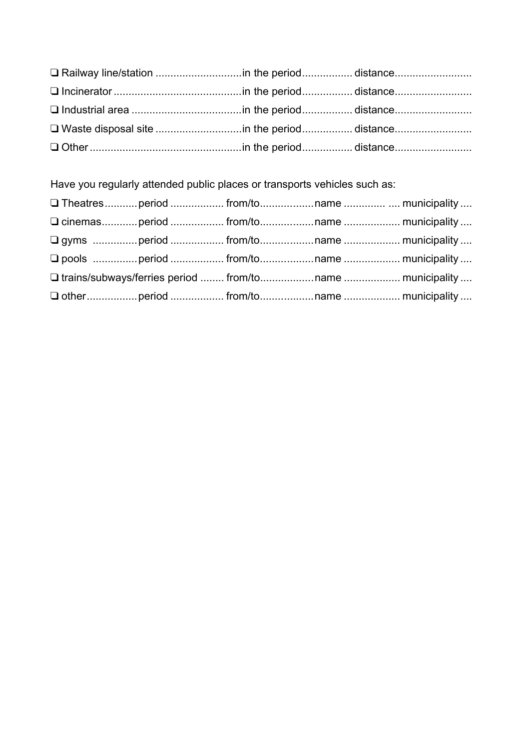❑ Railway line/station ............................in the period................ distance.........................

❑ Incinerator ..........................................in the period................ distance.........................

❑ Industrial area ....................................in the period................ distance.........................

❑ Waste disposal site ............................in the period................ distance.........................

❑ Other ..................................................in the period................ distance.........................

Have you regularly attended public places or transports vehicles such as:

❑ Theatres........... period ................. from/to.................name ............. .... municipality ....

❑ cinemas............ period ................. from/to.................name .................. municipality ....

❑ gyms ............... period ................. from/to.................name .................. municipality ....

❑ pools ............... period ................. from/to.................name .................. municipality ....

❑ trains/subways/ferries period ........ from/to.................name .................. municipality ....

❑ other................. period ................. from/to.................name .................. municipality ....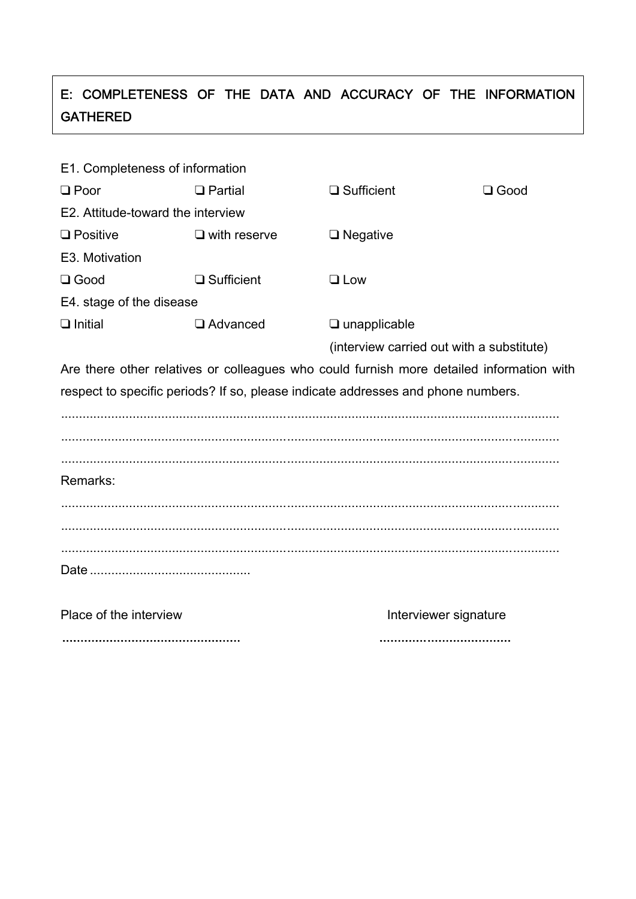## E: COMPLETENESS OF THE DATA AND ACCURACY OF THE INFORMATION GATHERED

E1. Completeness of information

❑ Poor ❑ Partial ❑ Sufficient ❑ Good

E2. Attitude-toward the interview

❑ Positive ❑ with reserve ❑ Negative

E3. Motivation

❑ Good ❑ Sufficient ❑ Low

E4. stage of the disease

❑ Initial ❑ Advanced ❑ unapplicable (interview carried out with a substitute)

Are there other relatives or colleagues who could furnish more detailed information with respect to specific periods? If so, please indicate addresses and phone numbers.

..........................................................................................................................................

..........................................................................................................................................

..........................................................................................................................................

Remarks:

..........................................................................................................................................

..........................................................................................................................................

..........................................................................................................................................

Date ............................................

Place of the interview

.................................................

Interviewer signature

....................................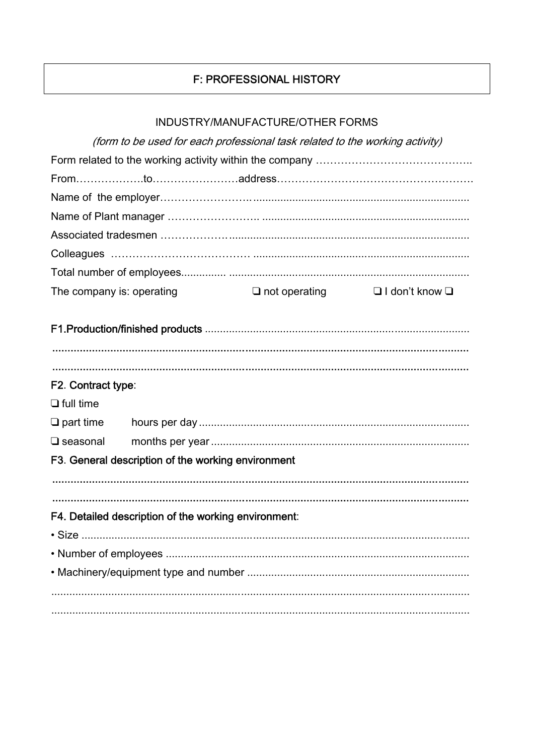# F: PROFESSIONAL HISTORY

INDUSTRY/MANUFACTURE/OTHER FORMS

*(form to be used for each professional task related to the working activity)*

Form related to the working activity within the company ……………………………………..

From……………….to……………………address………………………………………………

Name of the employer……………………......................................................................

Name of Plant manager ……………………. ...................................................................

Associated tradesmen ……………….............................................................................

Colleagues ……………………………… ..........................................................................

Total number of employees............... ...............................................................................

The company is: operating ❑ not operating ❑ I don't know ❑

**F1.Production/finished products** .......................................................................................

.........................................................................................................................................

.........................................................................................................................................

**F2. Contract type**:

❑ full time

❑ part time hours per day .........................................................................................

❑ seasonal months per year .....................................................................................

**F3. General description of the working environment**

.........................................................................................................................................

.........................................................................................................................................

**F4. Detailed description of the working environment**:

- Size ................................................................................................................................
- Number of employees ....................................................................................................
- Machinery/equipment type and number .........................................................................

.........................................................................................................................................

.........................................................................................................................................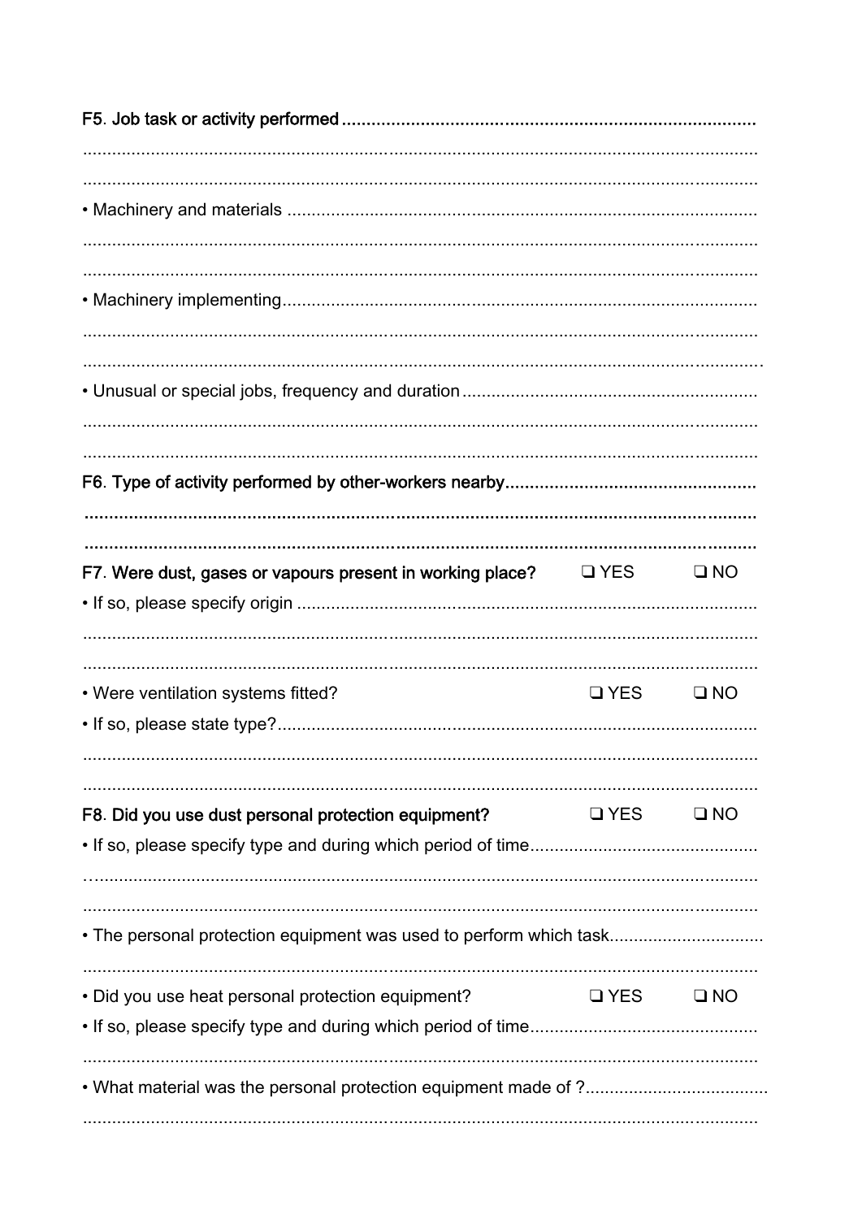**F5. Job task or activity performed** ............................................................................................

.........................................................................................................................................

.........................................................................................................................................

• Machinery and materials ..................................................................................................

.........................................................................................................................................

.........................................................................................................................................

• Machinery implementing...................................................................................................

.........................................................................................................................................

.........................................................................................................................................

• Unusual or special jobs, frequency and duration ............................................................

.........................................................................................................................................

.........................................................................................................................................

**F6. Type of activity performed by other-workers nearby**...................................................

.........................................................................................................................................

.........................................................................................................................................

**F7. Were dust, gases or vapours present in working place?** ❑ YES ❑ NO

• If so, please specify origin ..............................................................................................

.........................................................................................................................................

.........................................................................................................................................

• Were ventilation systems fitted? ❑ YES ❑ NO

• If so, please state type?....................................................................................................

.........................................................................................................................................

.........................................................................................................................................

**F8. Did you use dust personal protection equipment?** ❑ YES ❑ NO

• If so, please specify type and during which period of time...............................................

.........................................................................................................................................

.........................................................................................................................................

• The personal protection equipment was used to perform which task................................

.........................................................................................................................................

• Did you use heat personal protection equipment? ❑ YES ❑ NO

• If so, please specify type and during which period of time...............................................

.........................................................................................................................................

• What material was the personal protection equipment made of ?......................................

.........................................................................................................................................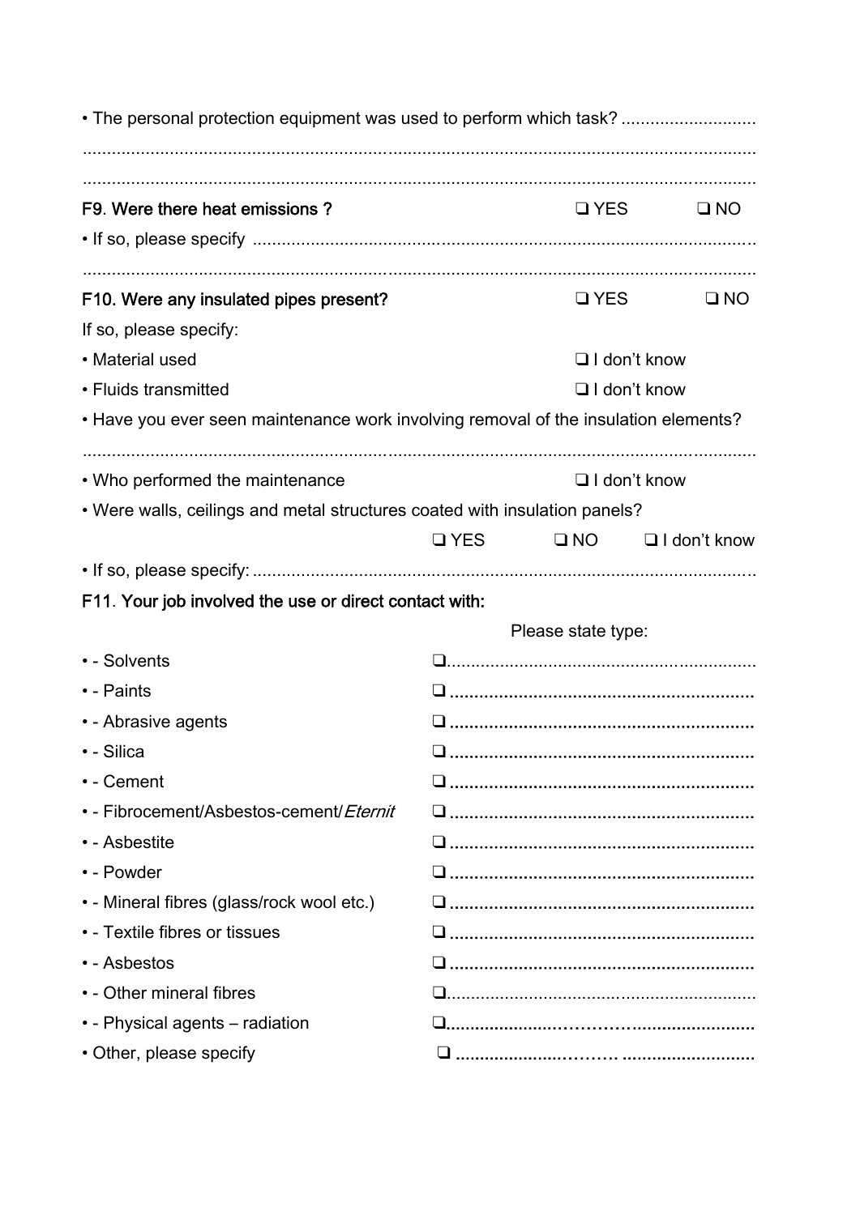• The personal protection equipment was used to perform which task? ............................

..........................................................................................................................................

..........................................................................................................................................

**F9. Were there heat emissions ?** ❑ YES ❑ NO

• If so, please specify .......................................................................................................

..........................................................................................................................................

**F10. Were any insulated pipes present?** ❑ YES ❑ NO

If so, please specify:

• Material used ❑ I don't know

• Fluids transmitted ❑ I don't know

• Have you ever seen maintenance work involving removal of the insulation elements?

..........................................................................................................................................

• Who performed the maintenance ❑ I don't know

• Were walls, ceilings and metal structures coated with insulation panels?

❑ YES ❑ NO ❑ I don't know

• If so, please specify: .......................................................................................................

**F11. Your job involved the use or direct contact with:**

| | Please state type: |
|---|---|
| • - Solvents | ❑............................................................... |
| • - Paints | ❑ ............................................................. |
| • - Abrasive agents | ❑ ............................................................. |
| • - Silica | ❑ ............................................................. |
| • - Cement | ❑ ............................................................. |
| • - Fibrocement/Asbestos-cement/*Eternit* | ❑ ............................................................. |
| • - Asbestite | ❑ ............................................................. |
| • - Powder | ❑ ............................................................. |
| • - Mineral fibres (glass/rock wool etc.) | ❑ ............................................................. |
| • - Textile fibres or tissues | ❑ ............................................................. |
| • - Asbestos | ❑ ............................................................. |
| • - Other mineral fibres | ❑............................................................... |
| • - Physical agents – radiation | ❑............................................................... |
| • Other, please specify | ❑ ............................................................. |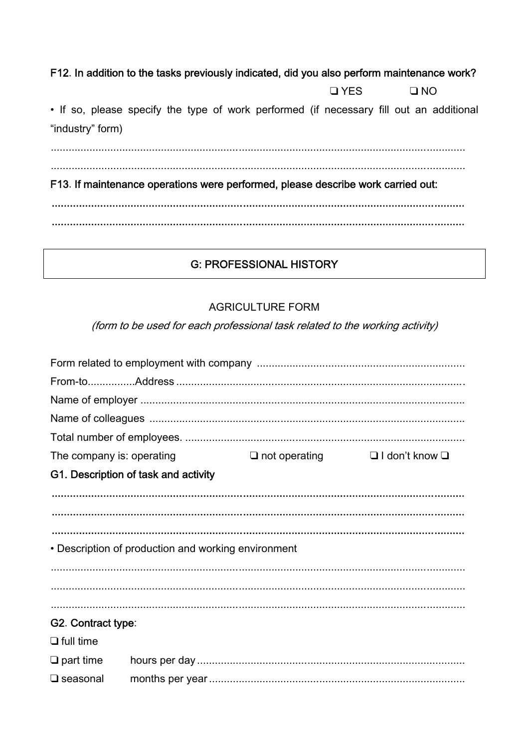**F12. In addition to the tasks previously indicated, did you also perform maintenance work?**

❑ YES ❑ NO

• If so, please specify the type of work performed (if necessary fill out an additional "industry" form)

..........................................................................................................................................

..........................................................................................................................................

**F13. If maintenance operations were performed, please describe work carried out:**

..........................................................................................................................................

..........................................................................................................................................

## G: PROFESSIONAL HISTORY

### AGRICULTURE FORM

*(form to be used for each professional task related to the working activity)*

Form related to employment with company .....................................................................

From-to................Address ................................................................................................

Name of employer ...........................................................................................................

Name of colleagues .........................................................................................................

Total number of employees. .............................................................................................

The company is: operating ❑ not operating ❑ I don't know ❑

**G1. Description of task and activity**

..........................................................................................................................................

..........................................................................................................................................

..........................................................................................................................................

• Description of production and working environment

..........................................................................................................................................

..........................................................................................................................................

..........................................................................................................................................

**G2. Contract type**:

❑ full time

❑ part time hours per day ..........................................................................................

❑ seasonal months per year ......................................................................................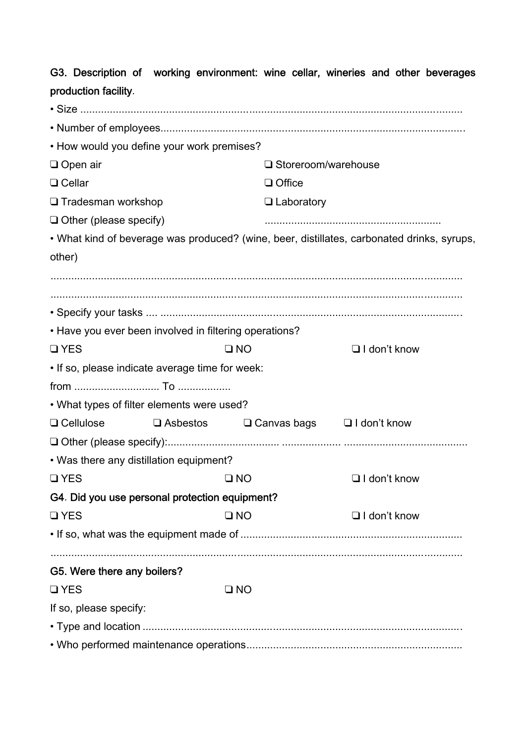**G3. Description of working environment: wine cellar, wineries and other beverages production facility**.

• Size ..........................................................................................................................

• Number of employees.....................................................................................................

• How would you define your work premises?

❑ Open air ❑ Storeroom/warehouse

❑ Cellar ❑ Office

❑ Tradesman workshop ❑ Laboratory

❑ Other (please specify) ...........................................................

• What kind of beverage was produced? (wine, beer, distillates, carbonated drinks, syrups, other)

..........................................................................................................................................

..........................................................................................................................................

• Specify your tasks .... .....................................................................................................

• Have you ever been involved in filtering operations?

❑ YES ❑ NO ❑ I don't know

• If so, please indicate average time for week:

from ............................ To .................

• What types of filter elements were used?

❑ Cellulose ❑ Asbestos ❑ Canvas bags ❑ I don't know

❑ Other (please specify):..................................... .................. .........................................

• Was there any distillation equipment?

❑ YES ❑ NO ❑ I don't know

**G4. Did you use personal protection equipment?**

❑ YES ❑ NO ❑ I don't know

• If so, what was the equipment made of ..........................................................................

..........................................................................................................................................

**G5. Were there any boilers?**

❑ YES ❑ NO

If so, please specify:

• Type and location ...........................................................................................................

• Who performed maintenance operations........................................................................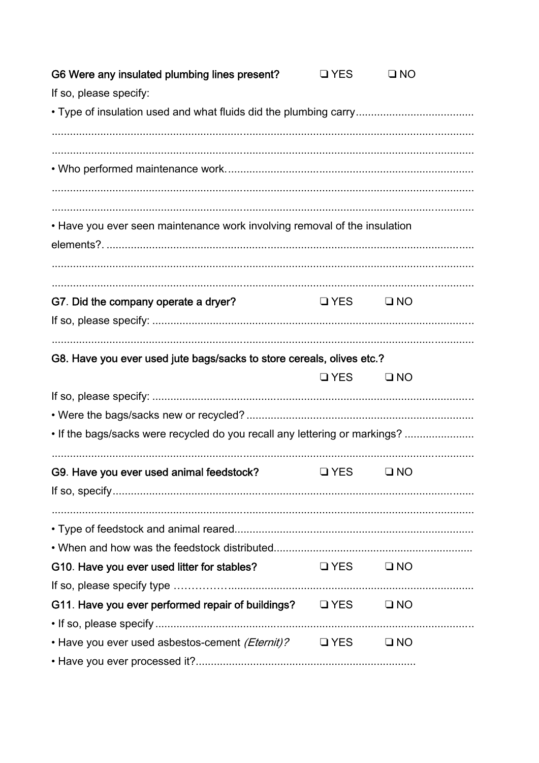**G6 Were any insulated plumbing lines present?** ❑ YES ❑ NO

If so, please specify:

• Type of insulation used and what fluids did the plumbing carry......................................

..........................................................................................................................................

..........................................................................................................................................

• Who performed maintenance work.................................................................................

..........................................................................................................................................

..........................................................................................................................................

• Have you ever seen maintenance work involving removal of the insulation elements?. ........................................................................................................................

..........................................................................................................................................

..........................................................................................................................................

**G7. Did the company operate a dryer?** ❑ YES ❑ NO

If so, please specify: .........................................................................................................

..........................................................................................................................................

**G8. Have you ever used jute bags/sacks to store cereals, olives etc.?**

❑ YES ❑ NO

If so, please specify: .........................................................................................................

• Were the bags/sacks new or recycled? ...........................................................................

• If the bags/sacks were recycled do you recall any lettering or markings? .......................

..........................................................................................................................................

**G9. Have you ever used animal feedstock?** ❑ YES ❑ NO

If so, specify.......................................................................................................................

..........................................................................................................................................

• Type of feedstock and animal reared...............................................................................

• When and how was the feedstock distributed.................................................................

**G10. Have you ever used litter for stables?** ❑ YES ❑ NO

If so, please specify type ……………...............................................................................

**G11. Have you ever performed repair of buildings?** ❑ YES ❑ NO

• If so, please specify .........................................................................................................

• Have you ever used asbestos-cement *(Eternit)?* ❑ YES ❑ NO

• Have you ever processed it?.........................................................................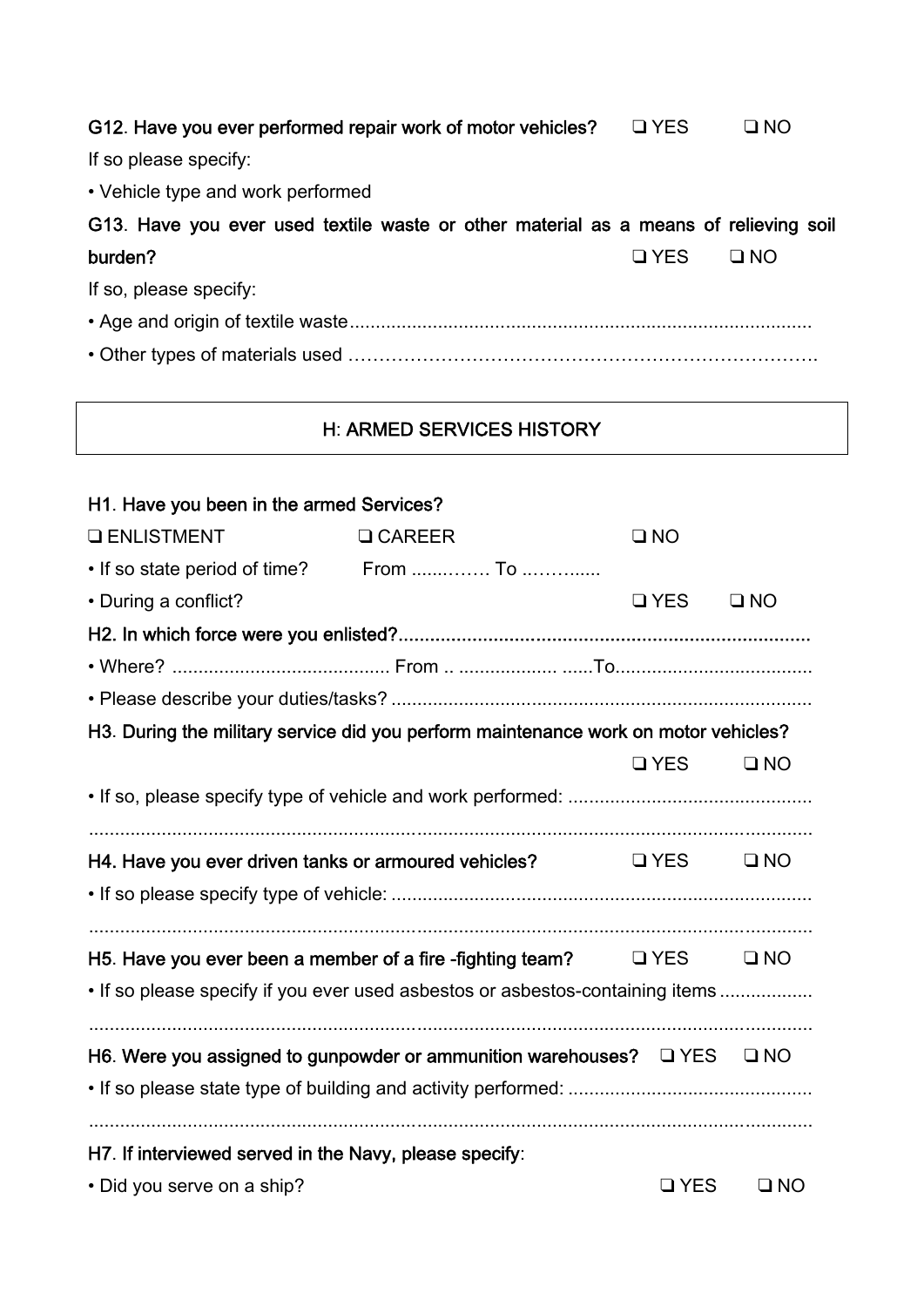**G12**. **Have you ever performed repair work of motor vehicles?** ❑ YES ❑ NO

If so please specify:

• Vehicle type and work performed

**G13**. **Have you ever used textile waste or other material as a means of relieving soil burden?** ❑ YES ❑ NO

If so, please specify:

• Age and origin of textile waste.........................................................................................

• Other types of materials used ……………………………………………………………….

## H: ARMED SERVICES HISTORY

**H1. Have you been in the armed Services?**

❑ ENLISTMENT ❑ CAREER ❑ NO

• If so state period of time? From ......……. To ..……......

• During a conflict? ❑ YES ❑ NO

**H2. In which force were you enlisted?.............................................................................**

• Where? .......................................... From .. .................. ......To......................................

• Please describe your duties/tasks? .................................................................................

**H3**. **During the military service did you perform maintenance work on motor vehicles?**

❑ YES ❑ NO

• If so, please specify type of vehicle and work performed: ...............................................

...........................................................................................................................................

**H4. Have you ever driven tanks or armoured vehicles?** ❑ YES ❑ NO

• If so please specify type of vehicle: .................................................................................

...........................................................................................................................................

**H5**. **Have you ever been a member of a fire -fighting team?** ❑ YES ❑ NO

• If so please specify if you ever used asbestos or asbestos-containing items ..................

...........................................................................................................................................

**H6**. **Were you assigned to gunpowder or ammunition warehouses?** ❑ YES ❑ NO

• If so please state type of building and activity performed: ...............................................

...........................................................................................................................................

**H7**. **If interviewed served in the Navy, please specify**:

• Did you serve on a ship? ❑ YES ❑ NO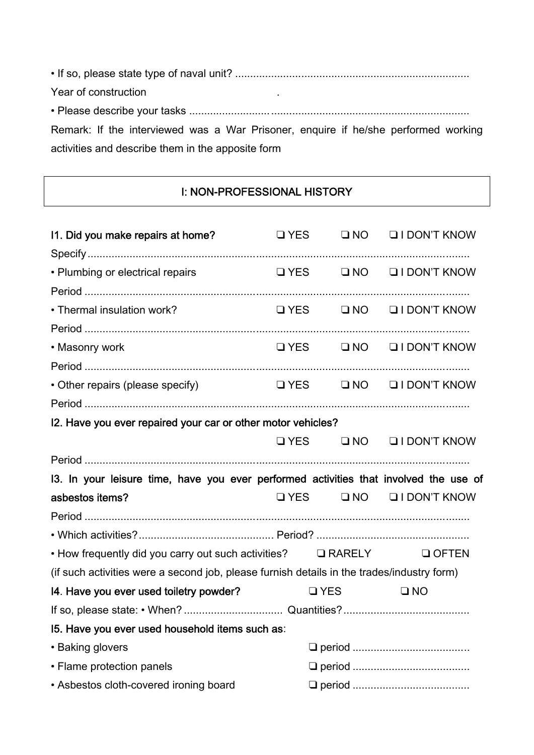• If so, please state type of naval unit? ..............................................................................

Year of construction .

• Please describe your tasks ........................... ..................................................................

Remark: If the interviewed was a War Prisoner, enquire if he/she performed working activities and describe them in the apposite form

## I: NON-PROFESSIONAL HISTORY

**I1. Did you make repairs at home?** ❑ YES ❑ NO ❑ I DON'T KNOW

Specify...............................................................................................................................

• Plumbing or electrical repairs ❑ YES ❑ NO ❑ I DON'T KNOW

Period ................................................................................................................................

• Thermal insulation work? ❑ YES ❑ NO ❑ I DON'T KNOW

Period ................................................................................................................................

• Masonry work ❑ YES ❑ NO ❑ I DON'T KNOW

Period ................................................................................................................................

• Other repairs (please specify) ❑ YES ❑ NO ❑ I DON'T KNOW

Period ................................................................................................................................

**I2. Have you ever repaired your car or other motor vehicles?**

❑ YES ❑ NO ❑ I DON'T KNOW

Period ................................................................................................................................

**I3. In your leisure time, have you ever performed activities that involved the use of asbestos items?** ❑ YES ❑ NO ❑ I DON'T KNOW

Period ................................................................................................................................

• Which activities?............................................ Period? ..................................................

• How frequently did you carry out such activities? ❑ RARELY ❑ OFTEN

(if such activities were a second job, please furnish details in the trades/industry form)

**I4. Have you ever used toiletry powder?** ❑ YES ❑ NO

If so, please state: • When? ................................ Quantities?..........................................

**I5. Have you ever used household items such as**:

• Baking glovers ❑ period .......................................

• Flame protection panels ❑ period .......................................

• Asbestos cloth-covered ironing board ❑ period .......................................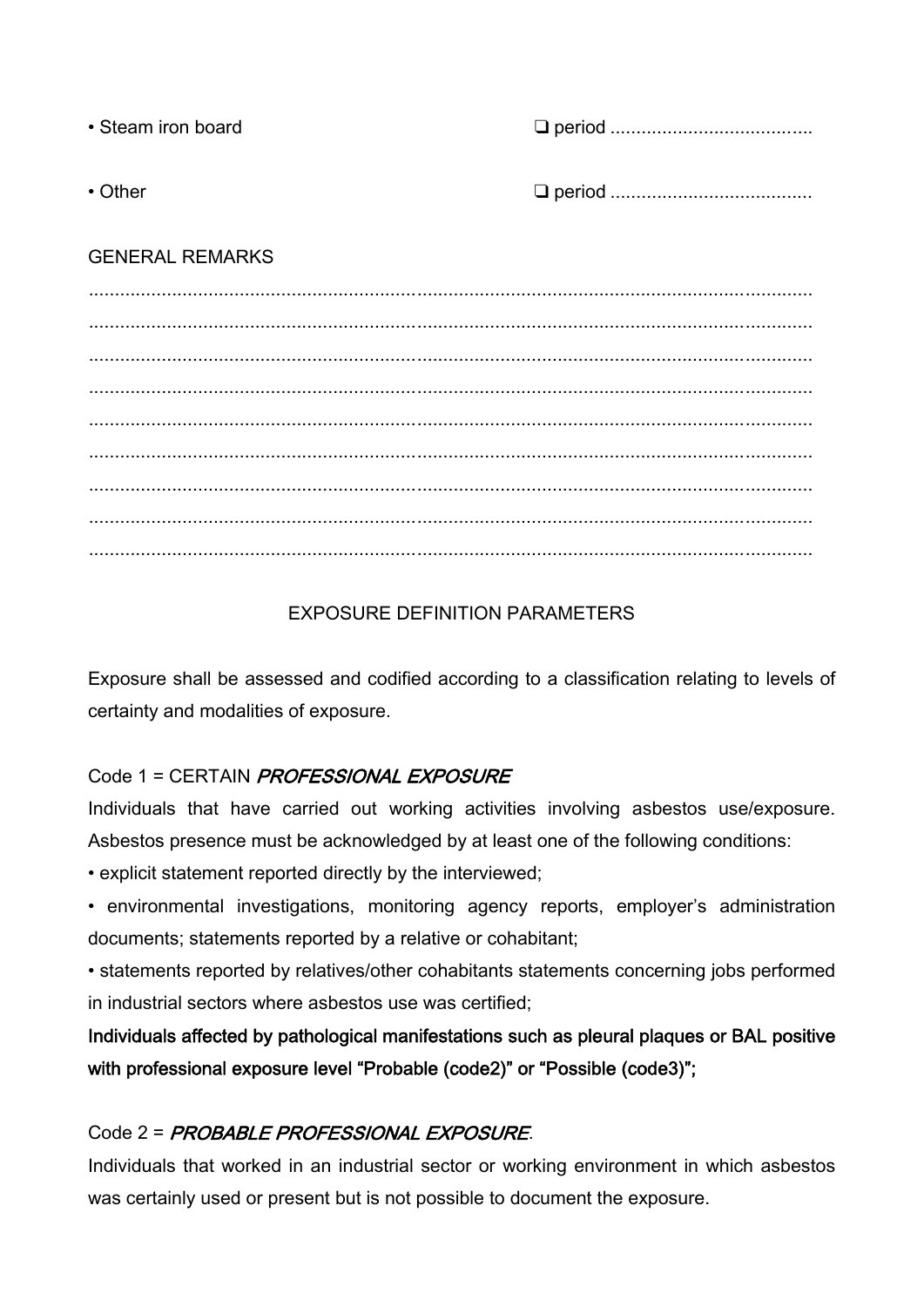• Steam iron board ❑ period ......................................

• Other ❑ period ......................................

GENERAL REMARKS

..........................................................................................................................................
..........................................................................................................................................
..........................................................................................................................................
..........................................................................................................................................
..........................................................................................................................................
..........................................................................................................................................
..........................................................................................................................................
..........................................................................................................................................
..........................................................................................................................................

## EXPOSURE DEFINITION PARAMETERS

Exposure shall be assessed and codified according to a classification relating to levels of certainty and modalities of exposure.

Code 1 = CERTAIN *PROFESSIONAL EXPOSURE*

Individuals that have carried out working activities involving asbestos use/exposure. Asbestos presence must be acknowledged by at least one of the following conditions:

• explicit statement reported directly by the interviewed;

• environmental investigations, monitoring agency reports, employer's administration documents; statements reported by a relative or cohabitant;

• statements reported by relatives/other cohabitants statements concerning jobs performed in industrial sectors where asbestos use was certified;

**Individuals affected by pathological manifestations such as pleural plaques or BAL positive with professional exposure level "Probable (code2)" or "Possible (code3)";**

Code 2 = *PROBABLE PROFESSIONAL EXPOSURE*.

Individuals that worked in an industrial sector or working environment in which asbestos was certainly used or present but is not possible to document the exposure.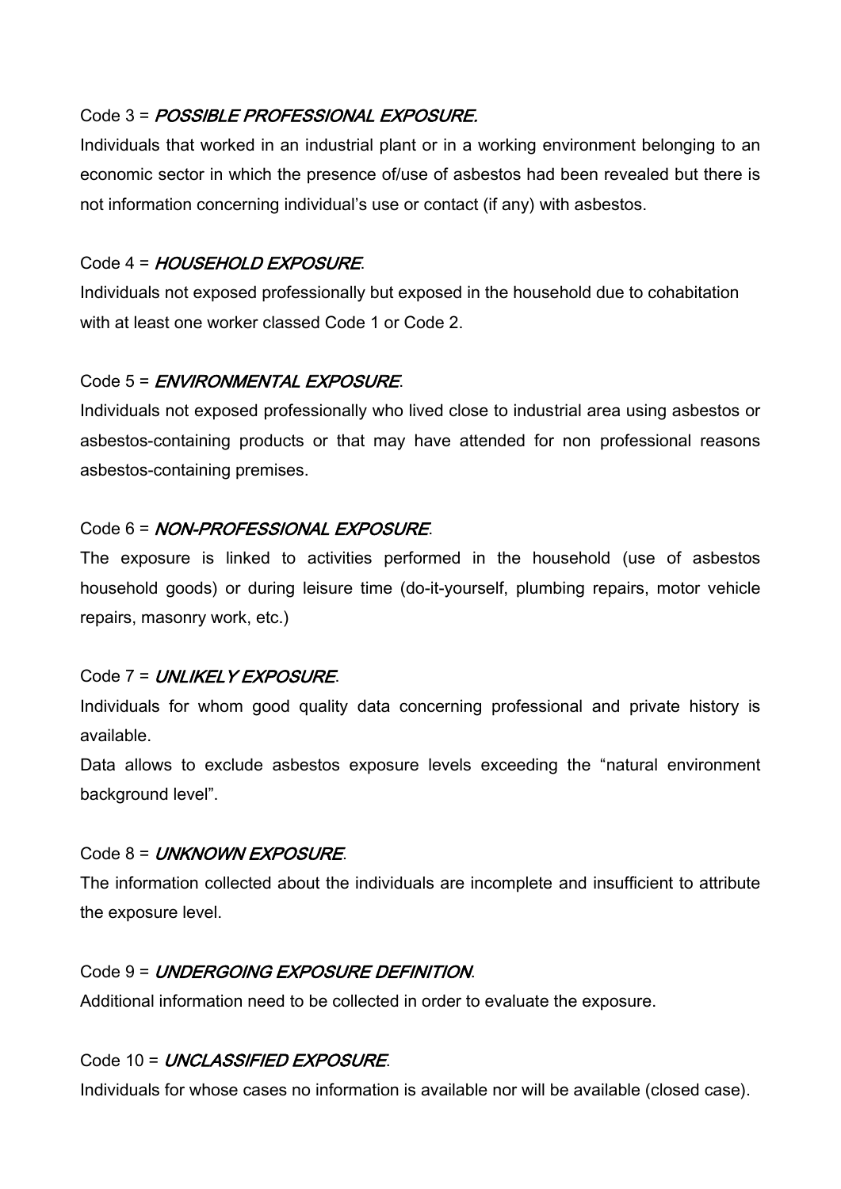Code 3 = *POSSIBLE PROFESSIONAL EXPOSURE.*

Individuals that worked in an industrial plant or in a working environment belonging to an economic sector in which the presence of/use of asbestos had been revealed but there is not information concerning individual's use or contact (if any) with asbestos.

Code 4 = *HOUSEHOLD EXPOSURE*.

Individuals not exposed professionally but exposed in the household due to cohabitation with at least one worker classed Code 1 or Code 2.

Code 5 = *ENVIRONMENTAL EXPOSURE*.

Individuals not exposed professionally who lived close to industrial area using asbestos or asbestos-containing products or that may have attended for non professional reasons asbestos-containing premises.

Code 6 = *NON-PROFESSIONAL EXPOSURE*.

The exposure is linked to activities performed in the household (use of asbestos household goods) or during leisure time (do-it-yourself, plumbing repairs, motor vehicle repairs, masonry work, etc.)

Code 7 = *UNLIKELY EXPOSURE*.

Individuals for whom good quality data concerning professional and private history is available.

Data allows to exclude asbestos exposure levels exceeding the "natural environment background level".

Code 8 = *UNKNOWN EXPOSURE*.

The information collected about the individuals are incomplete and insufficient to attribute the exposure level.

Code 9 = *UNDERGOING EXPOSURE DEFINITION*.

Additional information need to be collected in order to evaluate the exposure.

Code 10 = *UNCLASSIFIED EXPOSURE*.

Individuals for whose cases no information is available nor will be available (closed case).